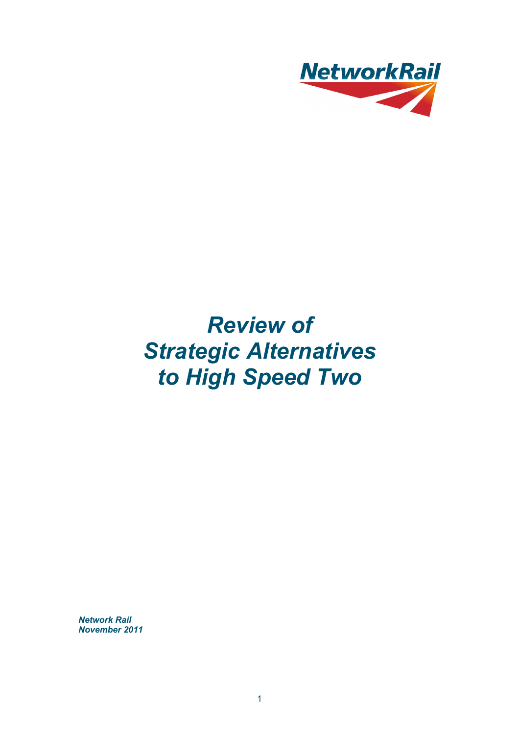NetworkRail

# *Review of Strategic Alternatives to High Speed Two*

***Network Rail***
***November 2011***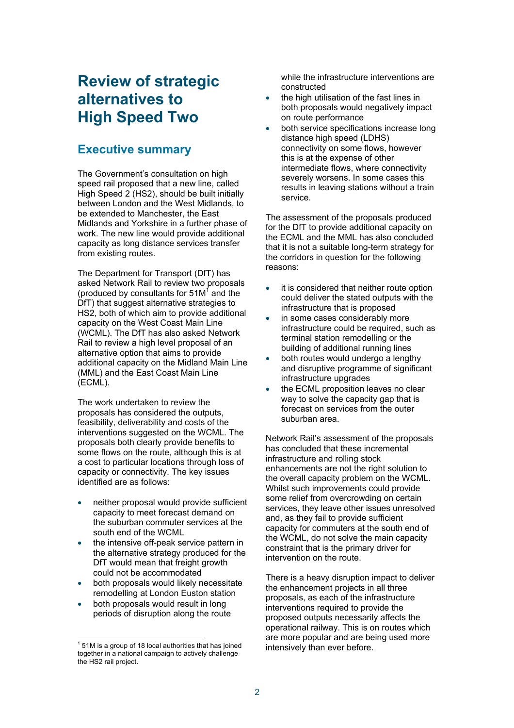# Review of strategic alternatives to High Speed Two

## Executive summary

The Government's consultation on high speed rail proposed that a new line, called High Speed 2 (HS2), should be built initially between London and the West Midlands, to be extended to Manchester, the East Midlands and Yorkshire in a further phase of work. The new line would provide additional capacity as long distance services transfer from existing routes.

The Department for Transport (DfT) has asked Network Rail to review two proposals (produced by consultants for 51M[1] and the DfT) that suggest alternative strategies to HS2, both of which aim to provide additional capacity on the West Coast Main Line (WCML). The DfT has also asked Network Rail to review a high level proposal of an alternative option that aims to provide additional capacity on the Midland Main Line (MML) and the East Coast Main Line (ECML).

The work undertaken to review the proposals has considered the outputs, feasibility, deliverability and costs of the interventions suggested on the WCML. The proposals both clearly provide benefits to some flows on the route, although this is at a cost to particular locations through loss of capacity or connectivity. The key issues identified are as follows:

- neither proposal would provide sufficient capacity to meet forecast demand on the suburban commuter services at the south end of the WCML
- the intensive off-peak service pattern in the alternative strategy produced for the DfT would mean that freight growth could not be accommodated
- both proposals would likely necessitate remodelling at London Euston station
- both proposals would result in long periods of disruption along the route while the infrastructure interventions are constructed
- the high utilisation of the fast lines in both proposals would negatively impact on route performance
- both service specifications increase long distance high speed (LDHS) connectivity on some flows, however this is at the expense of other intermediate flows, where connectivity severely worsens. In some cases this results in leaving stations without a train service.

The assessment of the proposals produced for the DfT to provide additional capacity on the ECML and the MML has also concluded that it is not a suitable long-term strategy for the corridors in question for the following reasons:

- it is considered that neither route option could deliver the stated outputs with the infrastructure that is proposed
- in some cases considerably more infrastructure could be required, such as terminal station remodelling or the building of additional running lines
- both routes would undergo a lengthy and disruptive programme of significant infrastructure upgrades
- the ECML proposition leaves no clear way to solve the capacity gap that is forecast on services from the outer suburban area.

Network Rail's assessment of the proposals has concluded that these incremental infrastructure and rolling stock enhancements are not the right solution to the overall capacity problem on the WCML. Whilst such improvements could provide some relief from overcrowding on certain services, they leave other issues unresolved and, as they fail to provide sufficient capacity for commuters at the south end of the WCML, do not solve the main capacity constraint that is the primary driver for intervention on the route.

There is a heavy disruption impact to deliver the enhancement projects in all three proposals, as each of the infrastructure interventions required to provide the proposed outputs necessarily affects the operational railway. This is on routes which are more popular and are being used more intensively than ever before.

---

[1] 51M is a group of 18 local authorities that has joined together in a national campaign to actively challenge the HS2 rail project.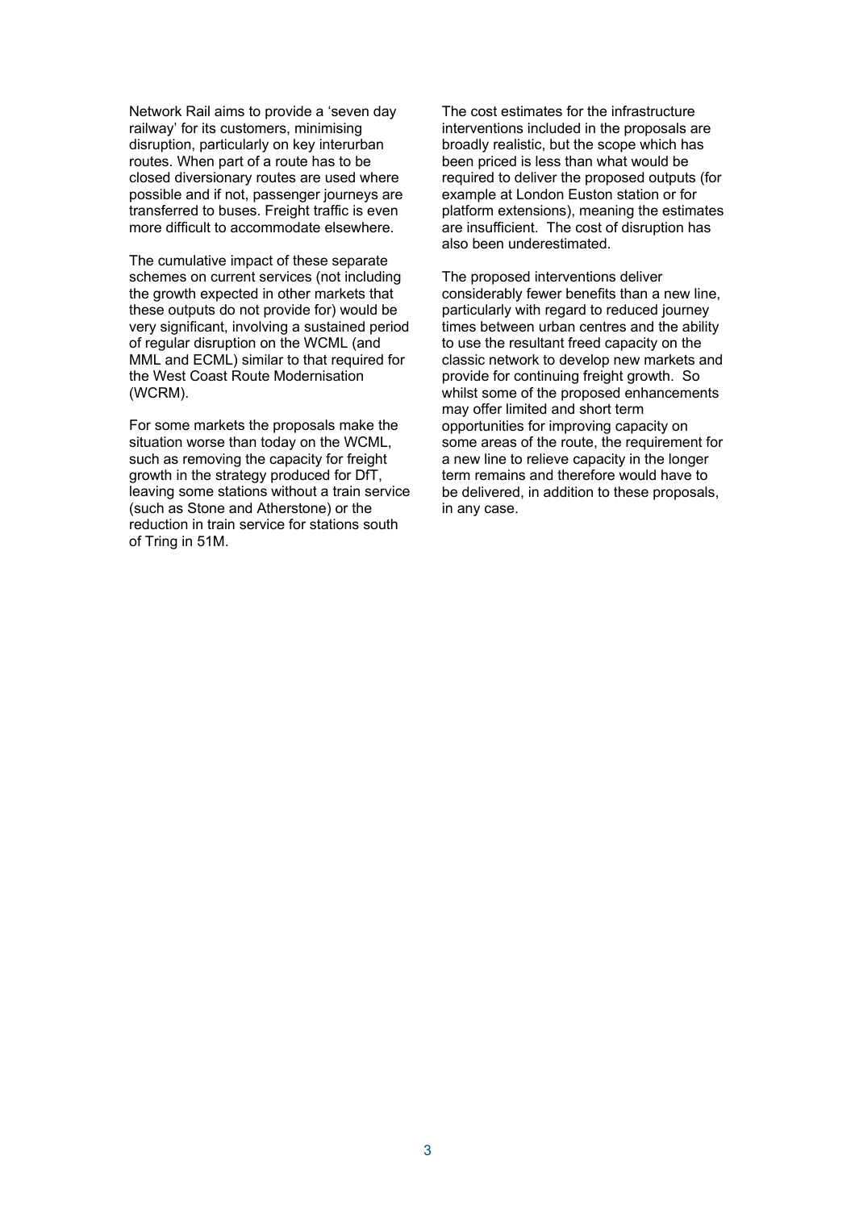Network Rail aims to provide a 'seven day railway' for its customers, minimising disruption, particularly on key interurban routes. When part of a route has to be closed diversionary routes are used where possible and if not, passenger journeys are transferred to buses. Freight traffic is even more difficult to accommodate elsewhere.

The cumulative impact of these separate schemes on current services (not including the growth expected in other markets that these outputs do not provide for) would be very significant, involving a sustained period of regular disruption on the WCML (and MML and ECML) similar to that required for the West Coast Route Modernisation (WCRM).

For some markets the proposals make the situation worse than today on the WCML, such as removing the capacity for freight growth in the strategy produced for DfT, leaving some stations without a train service (such as Stone and Atherstone) or the reduction in train service for stations south of Tring in 51M.

The cost estimates for the infrastructure interventions included in the proposals are broadly realistic, but the scope which has been priced is less than what would be required to deliver the proposed outputs (for example at London Euston station or for platform extensions), meaning the estimates are insufficient. The cost of disruption has also been underestimated.

The proposed interventions deliver considerably fewer benefits than a new line, particularly with regard to reduced journey times between urban centres and the ability to use the resultant freed capacity on the classic network to develop new markets and provide for continuing freight growth. So whilst some of the proposed enhancements may offer limited and short term opportunities for improving capacity on some areas of the route, the requirement for a new line to relieve capacity in the longer term remains and therefore would have to be delivered, in addition to these proposals, in any case.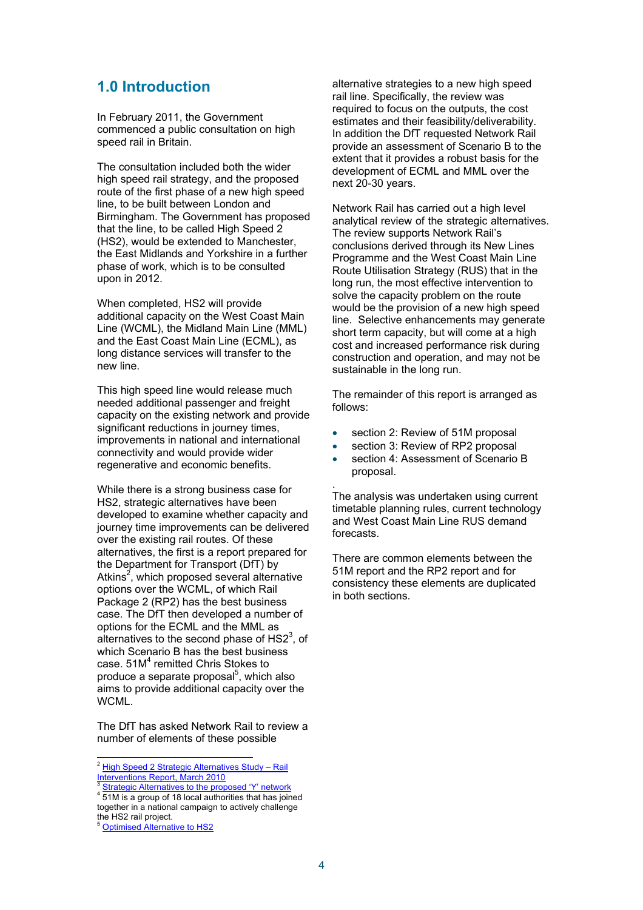## 1.0 Introduction

In February 2011, the Government commenced a public consultation on high speed rail in Britain.

The consultation included both the wider high speed rail strategy, and the proposed route of the first phase of a new high speed line, to be built between London and Birmingham. The Government has proposed that the line, to be called High Speed 2 (HS2), would be extended to Manchester, the East Midlands and Yorkshire in a further phase of work, which is to be consulted upon in 2012.

When completed, HS2 will provide additional capacity on the West Coast Main Line (WCML), the Midland Main Line (MML) and the East Coast Main Line (ECML), as long distance services will transfer to the new line.

This high speed line would release much needed additional passenger and freight capacity on the existing network and provide significant reductions in journey times, improvements in national and international connectivity and would provide wider regenerative and economic benefits.

While there is a strong business case for HS2, strategic alternatives have been developed to examine whether capacity and journey time improvements can be delivered over the existing rail routes. Of these alternatives, the first is a report prepared for the Department for Transport (DfT) by Atkins[2], which proposed several alternative options over the WCML, of which Rail Package 2 (RP2) has the best business case. The DfT then developed a number of options for the ECML and the MML as alternatives to the second phase of HS2[3], of which Scenario B has the best business case. 51M[4] remitted Chris Stokes to produce a separate proposal[5], which also aims to provide additional capacity over the WCML.

The DfT has asked Network Rail to review a number of elements of these possible alternative strategies to a new high speed rail line. Specifically, the review was required to focus on the outputs, the cost estimates and their feasibility/deliverability. In addition the DfT requested Network Rail provide an assessment of Scenario B to the extent that it provides a robust basis for the development of ECML and MML over the next 20-30 years.

Network Rail has carried out a high level analytical review of the strategic alternatives. The review supports Network Rail's conclusions derived through its New Lines Programme and the West Coast Main Line Route Utilisation Strategy (RUS) that in the long run, the most effective intervention to solve the capacity problem on the route would be the provision of a new high speed line. Selective enhancements may generate short term capacity, but will come at a high cost and increased performance risk during construction and operation, and may not be sustainable in the long run.

The remainder of this report is arranged as follows:

- section 2: Review of 51M proposal
- section 3: Review of RP2 proposal
- section 4: Assessment of Scenario B proposal.

.
The analysis was undertaken using current timetable planning rules, current technology and West Coast Main Line RUS demand forecasts.

There are common elements between the 51M report and the RP2 report and for consistency these elements are duplicated in both sections.

---

[2] High Speed 2 Strategic Alternatives Study – Rail Interventions Report, March 2010

[3] Strategic Alternatives to the proposed 'Y' network

[4] 51M is a group of 18 local authorities that has joined together in a national campaign to actively challenge the HS2 rail project.

[5] Optimised Alternative to HS2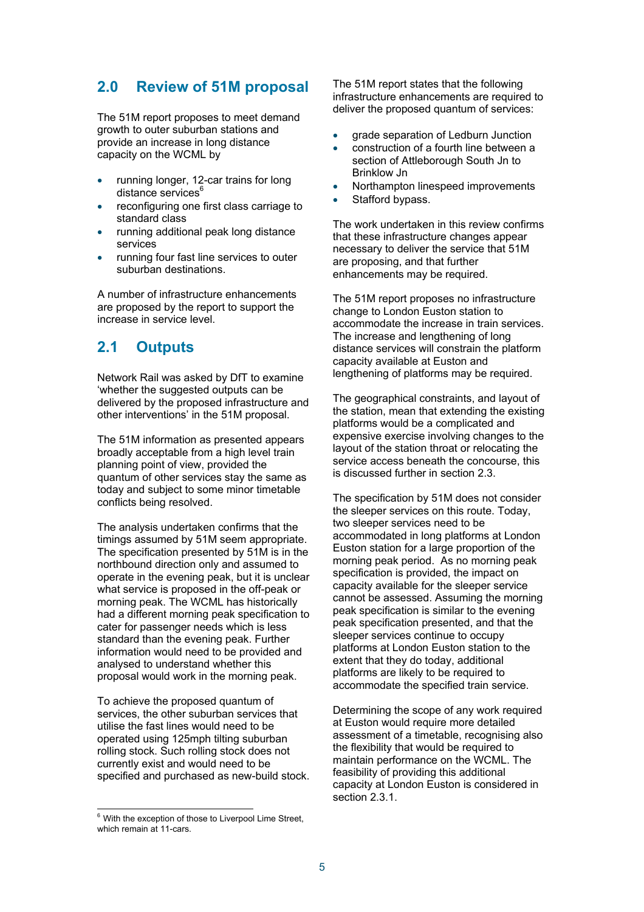## 2.0 Review of 51M proposal

The 51M report proposes to meet demand growth to outer suburban stations and provide an increase in long distance capacity on the WCML by

- running longer, 12-car trains for long distance services[6]
- reconfiguring one first class carriage to standard class
- running additional peak long distance services
- running four fast line services to outer suburban destinations.

A number of infrastructure enhancements are proposed by the report to support the increase in service level.

## 2.1 Outputs

Network Rail was asked by DfT to examine 'whether the suggested outputs can be delivered by the proposed infrastructure and other interventions' in the 51M proposal.

The 51M information as presented appears broadly acceptable from a high level train planning point of view, provided the quantum of other services stay the same as today and subject to some minor timetable conflicts being resolved.

The analysis undertaken confirms that the timings assumed by 51M seem appropriate. The specification presented by 51M is in the northbound direction only and assumed to operate in the evening peak, but it is unclear what service is proposed in the off-peak or morning peak. The WCML has historically had a different morning peak specification to cater for passenger needs which is less standard than the evening peak. Further information would need to be provided and analysed to understand whether this proposal would work in the morning peak.

To achieve the proposed quantum of services, the other suburban services that utilise the fast lines would need to be operated using 125mph tilting suburban rolling stock. Such rolling stock does not currently exist and would need to be specified and purchased as new-build stock.

The 51M report states that the following infrastructure enhancements are required to deliver the proposed quantum of services:

- grade separation of Ledburn Junction
- construction of a fourth line between a section of Attleborough South Jn to Brinklow Jn
- Northampton linespeed improvements
- Stafford bypass.

The work undertaken in this review confirms that these infrastructure changes appear necessary to deliver the service that 51M are proposing, and that further enhancements may be required.

The 51M report proposes no infrastructure change to London Euston station to accommodate the increase in train services. The increase and lengthening of long distance services will constrain the platform capacity available at Euston and lengthening of platforms may be required.

The geographical constraints, and layout of the station, mean that extending the existing platforms would be a complicated and expensive exercise involving changes to the layout of the station throat or relocating the service access beneath the concourse, this is discussed further in section 2.3.

The specification by 51M does not consider the sleeper services on this route. Today, two sleeper services need to be accommodated in long platforms at London Euston station for a large proportion of the morning peak period. As no morning peak specification is provided, the impact on capacity available for the sleeper service cannot be assessed. Assuming the morning peak specification is similar to the evening peak specification presented, and that the sleeper services continue to occupy platforms at London Euston station to the extent that they do today, additional platforms are likely to be required to accommodate the specified train service.

Determining the scope of any work required at Euston would require more detailed assessment of a timetable, recognising also the flexibility that would be required to maintain performance on the WCML. The feasibility of providing this additional capacity at London Euston is considered in section 2.3.1.

---

[6] With the exception of those to Liverpool Lime Street, which remain at 11-cars.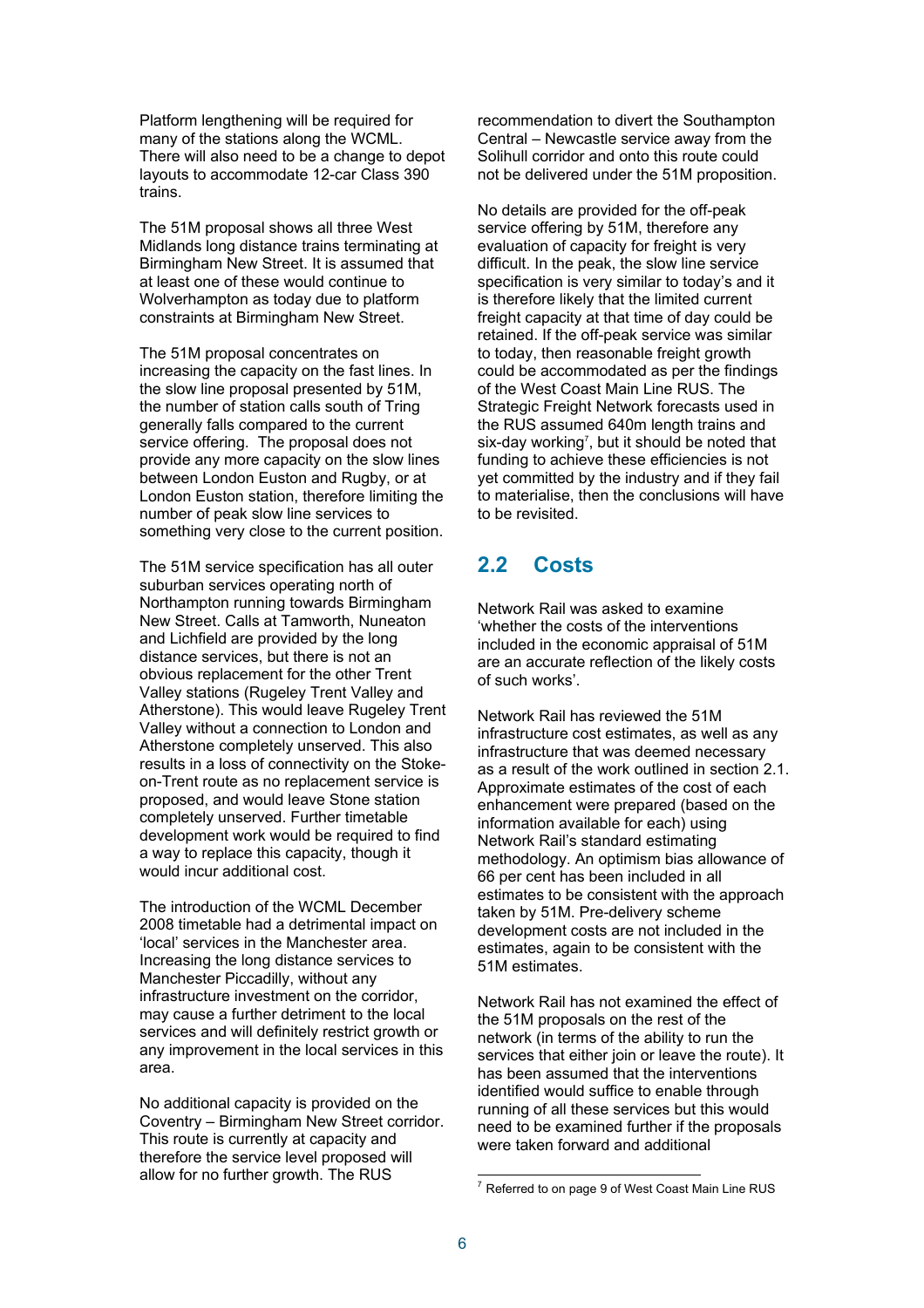Platform lengthening will be required for many of the stations along the WCML. There will also need to be a change to depot layouts to accommodate 12-car Class 390 trains.

The 51M proposal shows all three West Midlands long distance trains terminating at Birmingham New Street. It is assumed that at least one of these would continue to Wolverhampton as today due to platform constraints at Birmingham New Street.

The 51M proposal concentrates on increasing the capacity on the fast lines. In the slow line proposal presented by 51M, the number of station calls south of Tring generally falls compared to the current service offering. The proposal does not provide any more capacity on the slow lines between London Euston and Rugby, or at London Euston station, therefore limiting the number of peak slow line services to something very close to the current position.

The 51M service specification has all outer suburban services operating north of Northampton running towards Birmingham New Street. Calls at Tamworth, Nuneaton and Lichfield are provided by the long distance services, but there is not an obvious replacement for the other Trent Valley stations (Rugeley Trent Valley and Atherstone). This would leave Rugeley Trent Valley without a connection to London and Atherstone completely unserved. This also results in a loss of connectivity on the Stoke-on-Trent route as no replacement service is proposed, and would leave Stone station completely unserved. Further timetable development work would be required to find a way to replace this capacity, though it would incur additional cost.

The introduction of the WCML December 2008 timetable had a detrimental impact on 'local' services in the Manchester area. Increasing the long distance services to Manchester Piccadilly, without any infrastructure investment on the corridor, may cause a further detriment to the local services and will definitely restrict growth or any improvement in the local services in this area.

No additional capacity is provided on the Coventry – Birmingham New Street corridor. This route is currently at capacity and therefore the service level proposed will allow for no further growth. The RUS recommendation to divert the Southampton Central – Newcastle service away from the Solihull corridor and onto this route could not be delivered under the 51M proposition.

No details are provided for the off-peak service offering by 51M, therefore any evaluation of capacity for freight is very difficult. In the peak, the slow line service specification is very similar to today's and it is therefore likely that the limited current freight capacity at that time of day could be retained. If the off-peak service was similar to today, then reasonable freight growth could be accommodated as per the findings of the West Coast Main Line RUS. The Strategic Freight Network forecasts used in the RUS assumed 640m length trains and six-day working[7], but it should be noted that funding to achieve these efficiencies is not yet committed by the industry and if they fail to materialise, then the conclusions will have to be revisited.

## 2.2 Costs

Network Rail was asked to examine 'whether the costs of the interventions included in the economic appraisal of 51M are an accurate reflection of the likely costs of such works'.

Network Rail has reviewed the 51M infrastructure cost estimates, as well as any infrastructure that was deemed necessary as a result of the work outlined in section 2.1. Approximate estimates of the cost of each enhancement were prepared (based on the information available for each) using Network Rail's standard estimating methodology. An optimism bias allowance of 66 per cent has been included in all estimates to be consistent with the approach taken by 51M. Pre-delivery scheme development costs are not included in the estimates, again to be consistent with the 51M estimates.

Network Rail has not examined the effect of the 51M proposals on the rest of the network (in terms of the ability to run the services that either join or leave the route). It has been assumed that the interventions identified would suffice to enable through running of all these services but this would need to be examined further if the proposals were taken forward and additional

[7] Referred to on page 9 of West Coast Main Line RUS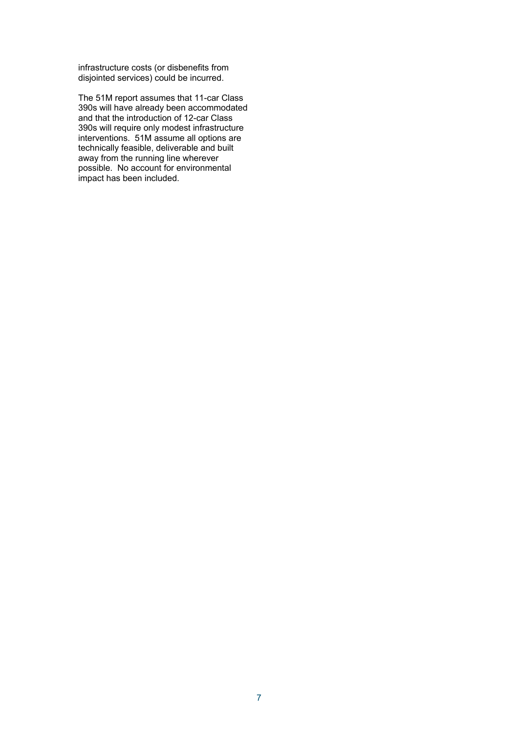infrastructure costs (or disbenefits from disjointed services) could be incurred.

The 51M report assumes that 11-car Class 390s will have already been accommodated and that the introduction of 12-car Class 390s will require only modest infrastructure interventions. 51M assume all options are technically feasible, deliverable and built away from the running line wherever possible. No account for environmental impact has been included.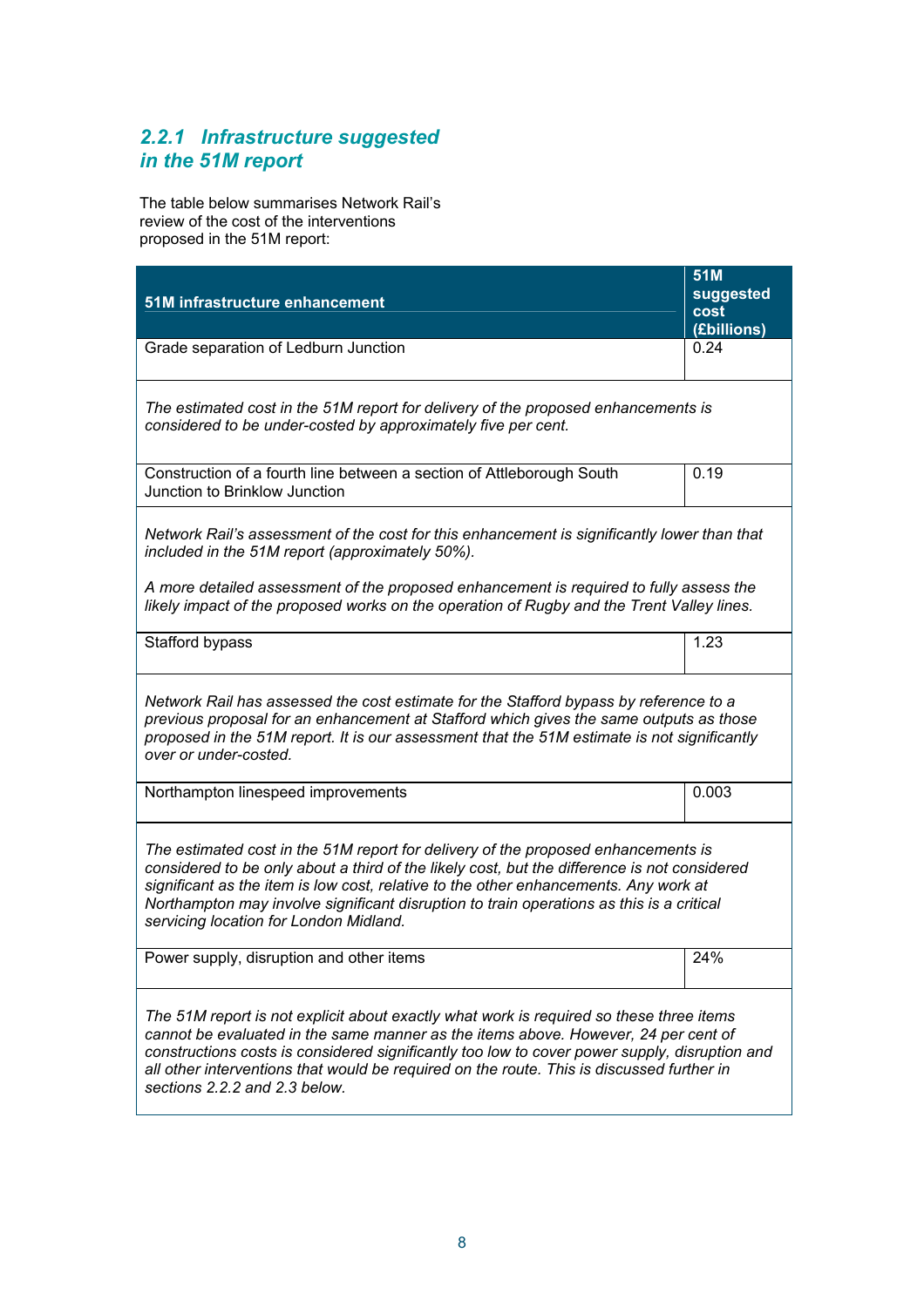### 2.2.1 *Infrastructure suggested in the 51M report*

The table below summarises Network Rail's review of the cost of the interventions proposed in the 51M report:

| 51M infrastructure enhancement | 51M suggested cost (£billions) |
|---|---|
| Grade separation of Ledburn Junction | 0.24 |
| *The estimated cost in the 51M report for delivery of the proposed enhancements is considered to be under-costed by approximately five per cent.* | |
| Construction of a fourth line between a section of Attleborough South Junction to Brinklow Junction | 0.19 |
| *Network Rail's assessment of the cost for this enhancement is significantly lower than that included in the 51M report (approximately 50%).* *A more detailed assessment of the proposed enhancement is required to fully assess the likely impact of the proposed works on the operation of Rugby and the Trent Valley lines.* | |
| Stafford bypass | 1.23 |
| *Network Rail has assessed the cost estimate for the Stafford bypass by reference to a previous proposal for an enhancement at Stafford which gives the same outputs as those proposed in the 51M report. It is our assessment that the 51M estimate is not significantly over or under-costed.* | |
| Northampton linespeed improvements | 0.003 |
| *The estimated cost in the 51M report for delivery of the proposed enhancements is considered to be only about a third of the likely cost, but the difference is not considered significant as the item is low cost, relative to the other enhancements. Any work at Northampton may involve significant disruption to train operations as this is a critical servicing location for London Midland.* | |
| Power supply, disruption and other items | 24% |
| *The 51M report is not explicit about exactly what work is required so these three items cannot be evaluated in the same manner as the items above. However, 24 per cent of constructions costs is considered significantly too low to cover power supply, disruption and all other interventions that would be required on the route. This is discussed further in sections 2.2.2 and 2.3 below.* | |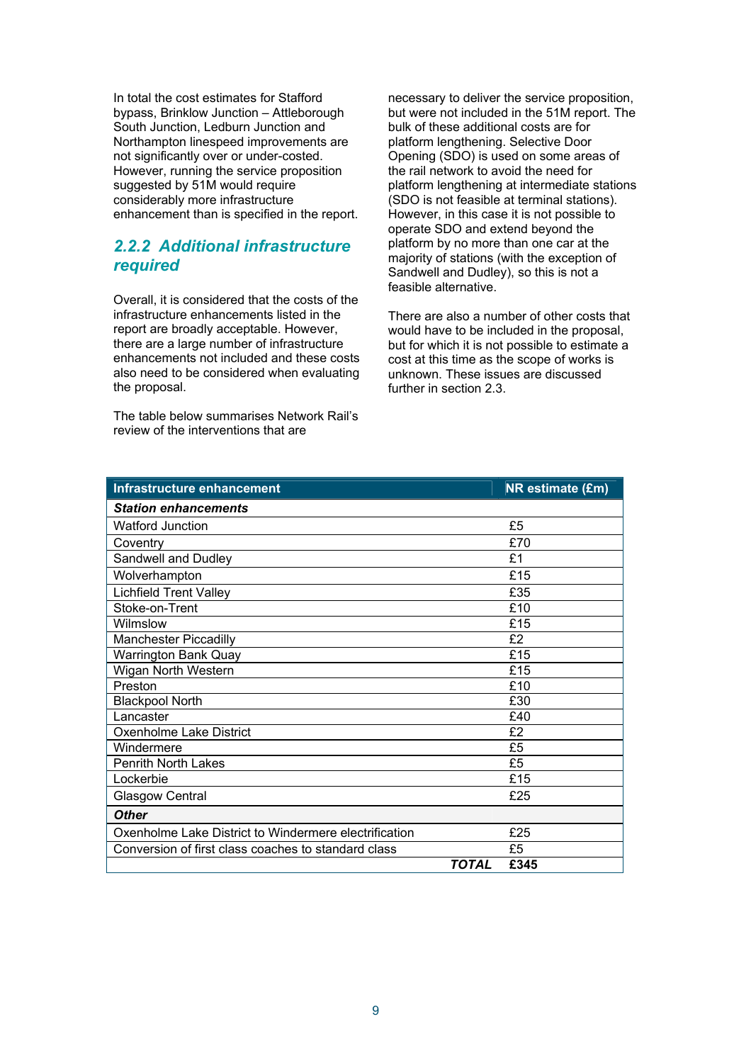In total the cost estimates for Stafford bypass, Brinklow Junction – Attleborough South Junction, Ledburn Junction and Northampton linespeed improvements are not significantly over or under-costed. However, running the service proposition suggested by 51M would require considerably more infrastructure enhancement than is specified in the report.

### 2.2.2 Additional infrastructure required

Overall, it is considered that the costs of the infrastructure enhancements listed in the report are broadly acceptable. However, there are a large number of infrastructure enhancements not included and these costs also need to be considered when evaluating the proposal.

The table below summarises Network Rail's review of the interventions that are necessary to deliver the service proposition, but were not included in the 51M report. The bulk of these additional costs are for platform lengthening. Selective Door Opening (SDO) is used on some areas of the rail network to avoid the need for platform lengthening at intermediate stations (SDO is not feasible at terminal stations). However, in this case it is not possible to operate SDO and extend beyond the platform by no more than one car at the majority of stations (with the exception of Sandwell and Dudley), so this is not a feasible alternative.

There are also a number of other costs that would have to be included in the proposal, but for which it is not possible to estimate a cost at this time as the scope of works is unknown. These issues are discussed further in section 2.3.

| Infrastructure enhancement | NR estimate (£m) |
|---|---|
| ***Station enhancements*** | |
| Watford Junction | £5 |
| Coventry | £70 |
| Sandwell and Dudley | £1 |
| Wolverhampton | £15 |
| Lichfield Trent Valley | £35 |
| Stoke-on-Trent | £10 |
| Wilmslow | £15 |
| Manchester Piccadilly | £2 |
| Warrington Bank Quay | £15 |
| Wigan North Western | £15 |
| Preston | £10 |
| Blackpool North | £30 |
| Lancaster | £40 |
| Oxenholme Lake District | £2 |
| Windermere | £5 |
| Penrith North Lakes | £5 |
| Lockerbie | £15 |
| Glasgow Central | £25 |
| ***Other*** | |
| Oxenholme Lake District to Windermere electrification | £25 |
| Conversion of first class coaches to standard class | £5 |
| ***TOTAL*** | **£345** |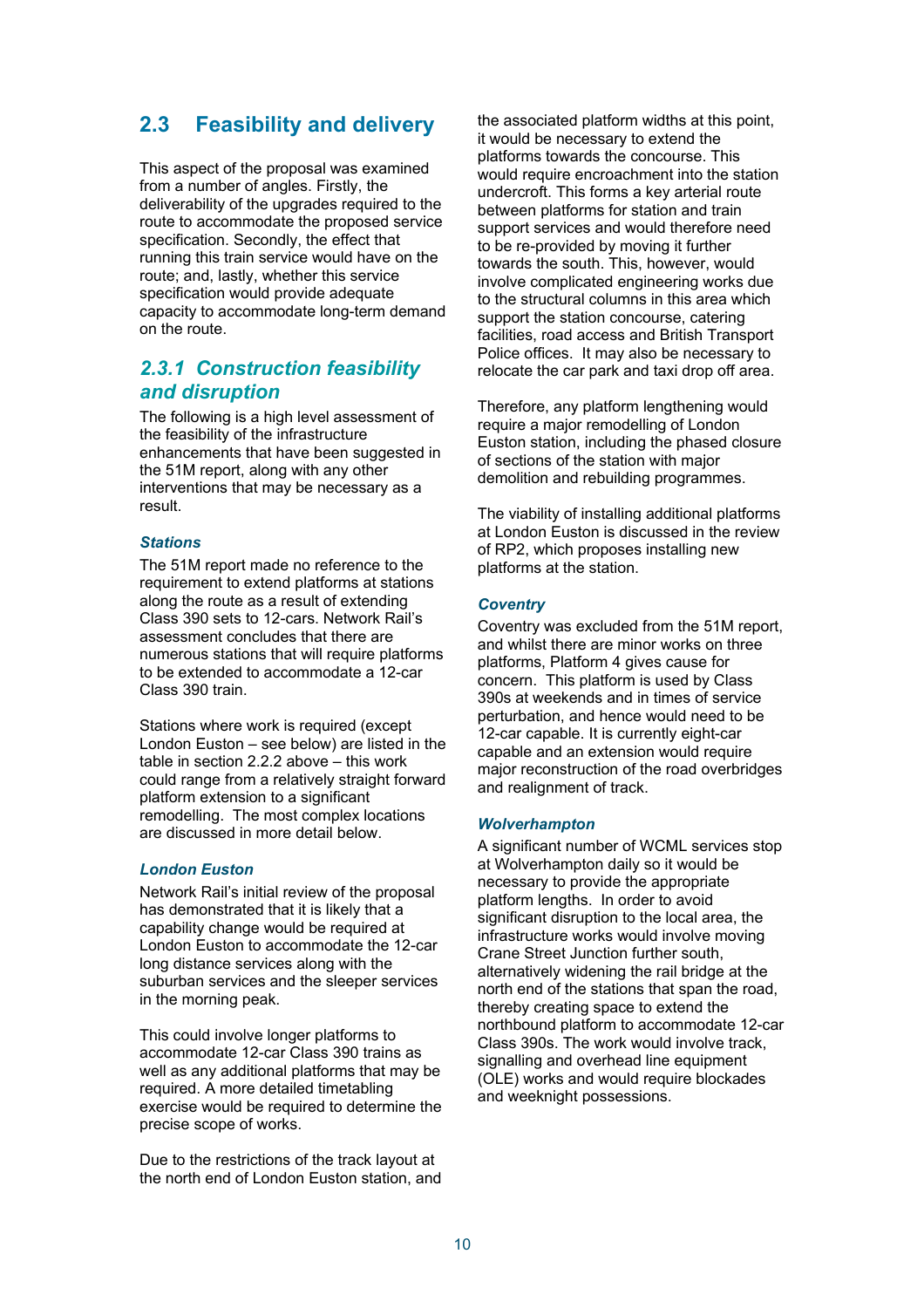## 2.3 Feasibility and delivery

This aspect of the proposal was examined from a number of angles. Firstly, the deliverability of the upgrades required to the route to accommodate the proposed service specification. Secondly, the effect that running this train service would have on the route; and, lastly, whether this service specification would provide adequate capacity to accommodate long-term demand on the route.

### *2.3.1 Construction feasibility and disruption*

The following is a high level assessment of the feasibility of the infrastructure enhancements that have been suggested in the 51M report, along with any other interventions that may be necessary as a result.

#### *Stations*

The 51M report made no reference to the requirement to extend platforms at stations along the route as a result of extending Class 390 sets to 12-cars. Network Rail's assessment concludes that there are numerous stations that will require platforms to be extended to accommodate a 12-car Class 390 train.

Stations where work is required (except London Euston – see below) are listed in the table in section 2.2.2 above – this work could range from a relatively straight forward platform extension to a significant remodelling. The most complex locations are discussed in more detail below.

#### *London Euston*

Network Rail's initial review of the proposal has demonstrated that it is likely that a capability change would be required at London Euston to accommodate the 12-car long distance services along with the suburban services and the sleeper services in the morning peak.

This could involve longer platforms to accommodate 12-car Class 390 trains as well as any additional platforms that may be required. A more detailed timetabling exercise would be required to determine the precise scope of works.

Due to the restrictions of the track layout at the north end of London Euston station, and the associated platform widths at this point, it would be necessary to extend the platforms towards the concourse. This would require encroachment into the station undercroft. This forms a key arterial route between platforms for station and train support services and would therefore need to be re-provided by moving it further towards the south. This, however, would involve complicated engineering works due to the structural columns in this area which support the station concourse, catering facilities, road access and British Transport Police offices. It may also be necessary to relocate the car park and taxi drop off area.

Therefore, any platform lengthening would require a major remodelling of London Euston station, including the phased closure of sections of the station with major demolition and rebuilding programmes.

The viability of installing additional platforms at London Euston is discussed in the review of RP2, which proposes installing new platforms at the station.

#### *Coventry*

Coventry was excluded from the 51M report, and whilst there are minor works on three platforms, Platform 4 gives cause for concern. This platform is used by Class 390s at weekends and in times of service perturbation, and hence would need to be 12-car capable. It is currently eight-car capable and an extension would require major reconstruction of the road overbridges and realignment of track.

#### *Wolverhampton*

A significant number of WCML services stop at Wolverhampton daily so it would be necessary to provide the appropriate platform lengths. In order to avoid significant disruption to the local area, the infrastructure works would involve moving Crane Street Junction further south, alternatively widening the rail bridge at the north end of the stations that span the road, thereby creating space to extend the northbound platform to accommodate 12-car Class 390s. The work would involve track, signalling and overhead line equipment (OLE) works and would require blockades and weeknight possessions.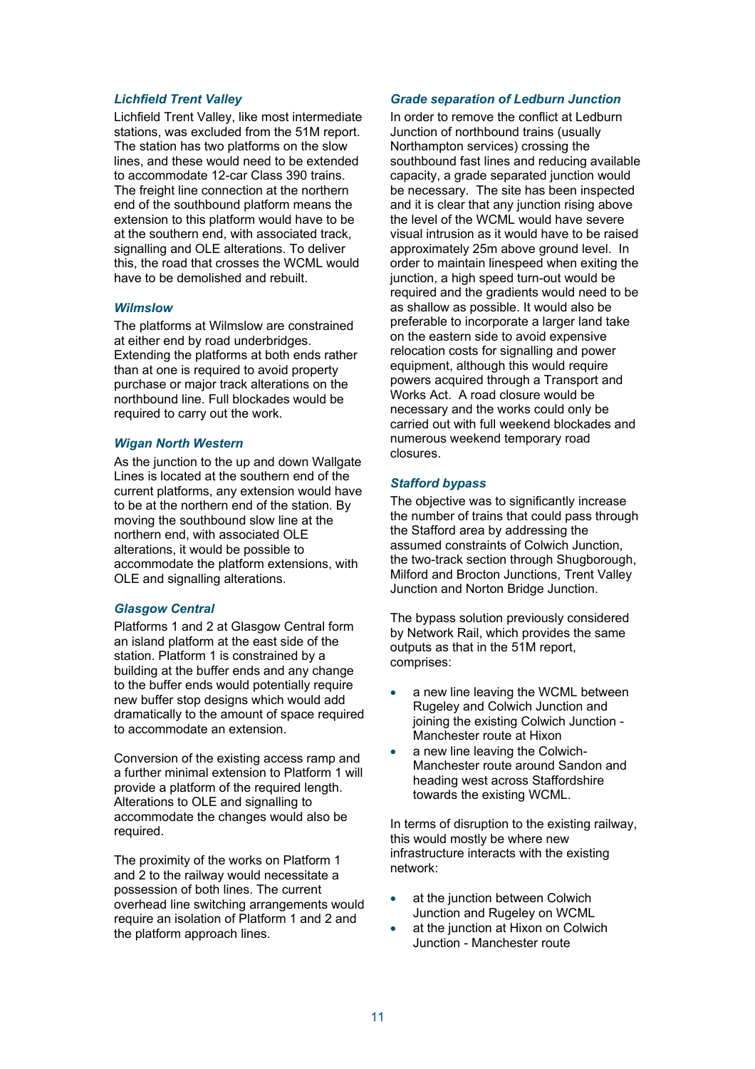### *Lichfield Trent Valley*

Lichfield Trent Valley, like most intermediate stations, was excluded from the 51M report. The station has two platforms on the slow lines, and these would need to be extended to accommodate 12-car Class 390 trains. The freight line connection at the northern end of the southbound platform means the extension to this platform would have to be at the southern end, with associated track, signalling and OLE alterations. To deliver this, the road that crosses the WCML would have to be demolished and rebuilt.

### *Wilmslow*

The platforms at Wilmslow are constrained at either end by road underbridges. Extending the platforms at both ends rather than at one is required to avoid property purchase or major track alterations on the northbound line. Full blockades would be required to carry out the work.

### *Wigan North Western*

As the junction to the up and down Wallgate Lines is located at the southern end of the current platforms, any extension would have to be at the northern end of the station. By moving the southbound slow line at the northern end, with associated OLE alterations, it would be possible to accommodate the platform extensions, with OLE and signalling alterations.

### *Glasgow Central*

Platforms 1 and 2 at Glasgow Central form an island platform at the east side of the station. Platform 1 is constrained by a building at the buffer ends and any change to the buffer ends would potentially require new buffer stop designs which would add dramatically to the amount of space required to accommodate an extension.

Conversion of the existing access ramp and a further minimal extension to Platform 1 will provide a platform of the required length. Alterations to OLE and signalling to accommodate the changes would also be required.

The proximity of the works on Platform 1 and 2 to the railway would necessitate a possession of both lines. The current overhead line switching arrangements would require an isolation of Platform 1 and 2 and the platform approach lines.

### *Grade separation of Ledburn Junction*

In order to remove the conflict at Ledburn Junction of northbound trains (usually Northampton services) crossing the southbound fast lines and reducing available capacity, a grade separated junction would be necessary. The site has been inspected and it is clear that any junction rising above the level of the WCML would have severe visual intrusion as it would have to be raised approximately 25m above ground level. In order to maintain linespeed when exiting the junction, a high speed turn-out would be required and the gradients would need to be as shallow as possible. It would also be preferable to incorporate a larger land take on the eastern side to avoid expensive relocation costs for signalling and power equipment, although this would require powers acquired through a Transport and Works Act. A road closure would be necessary and the works could only be carried out with full weekend blockades and numerous weekend temporary road closures.

### *Stafford bypass*

The objective was to significantly increase the number of trains that could pass through the Stafford area by addressing the assumed constraints of Colwich Junction, the two-track section through Shugborough, Milford and Brocton Junctions, Trent Valley Junction and Norton Bridge Junction.

The bypass solution previously considered by Network Rail, which provides the same outputs as that in the 51M report, comprises:

- a new line leaving the WCML between Rugeley and Colwich Junction and joining the existing Colwich Junction - Manchester route at Hixon
- a new line leaving the Colwich-Manchester route around Sandon and heading west across Staffordshire towards the existing WCML.

In terms of disruption to the existing railway, this would mostly be where new infrastructure interacts with the existing network:

- at the junction between Colwich Junction and Rugeley on WCML
- at the junction at Hixon on Colwich Junction - Manchester route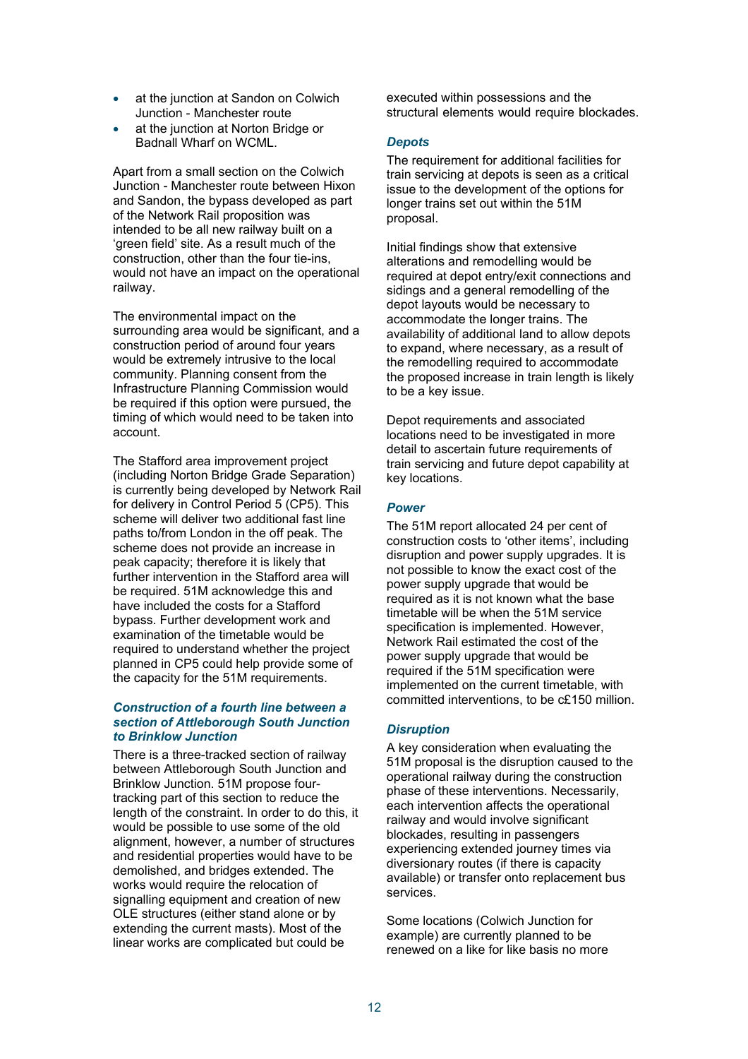- at the junction at Sandon on Colwich Junction - Manchester route
- at the junction at Norton Bridge or Badnall Wharf on WCML.

Apart from a small section on the Colwich Junction - Manchester route between Hixon and Sandon, the bypass developed as part of the Network Rail proposition was intended to be all new railway built on a 'green field' site. As a result much of the construction, other than the four tie-ins, would not have an impact on the operational railway.

The environmental impact on the surrounding area would be significant, and a construction period of around four years would be extremely intrusive to the local community. Planning consent from the Infrastructure Planning Commission would be required if this option were pursued, the timing of which would need to be taken into account.

The Stafford area improvement project (including Norton Bridge Grade Separation) is currently being developed by Network Rail for delivery in Control Period 5 (CP5). This scheme will deliver two additional fast line paths to/from London in the off peak. The scheme does not provide an increase in peak capacity; therefore it is likely that further intervention in the Stafford area will be required. 51M acknowledge this and have included the costs for a Stafford bypass. Further development work and examination of the timetable would be required to understand whether the project planned in CP5 could help provide some of the capacity for the 51M requirements.

### *Construction of a fourth line between a section of Attleborough South Junction to Brinklow Junction*

There is a three-tracked section of railway between Attleborough South Junction and Brinklow Junction. 51M propose four-tracking part of this section to reduce the length of the constraint. In order to do this, it would be possible to use some of the old alignment, however, a number of structures and residential properties would have to be demolished, and bridges extended. The works would require the relocation of signalling equipment and creation of new OLE structures (either stand alone or by extending the current masts). Most of the linear works are complicated but could be executed within possessions and the structural elements would require blockades.

### *Depots*

The requirement for additional facilities for train servicing at depots is seen as a critical issue to the development of the options for longer trains set out within the 51M proposal.

Initial findings show that extensive alterations and remodelling would be required at depot entry/exit connections and sidings and a general remodelling of the depot layouts would be necessary to accommodate the longer trains. The availability of additional land to allow depots to expand, where necessary, as a result of the remodelling required to accommodate the proposed increase in train length is likely to be a key issue.

Depot requirements and associated locations need to be investigated in more detail to ascertain future requirements of train servicing and future depot capability at key locations.

### *Power*

The 51M report allocated 24 per cent of construction costs to 'other items', including disruption and power supply upgrades. It is not possible to know the exact cost of the power supply upgrade that would be required as it is not known what the base timetable will be when the 51M service specification is implemented. However, Network Rail estimated the cost of the power supply upgrade that would be required if the 51M specification were implemented on the current timetable, with committed interventions, to be c£150 million.

### *Disruption*

A key consideration when evaluating the 51M proposal is the disruption caused to the operational railway during the construction phase of these interventions. Necessarily, each intervention affects the operational railway and would involve significant blockades, resulting in passengers experiencing extended journey times via diversionary routes (if there is capacity available) or transfer onto replacement bus services.

Some locations (Colwich Junction for example) are currently planned to be renewed on a like for like basis no more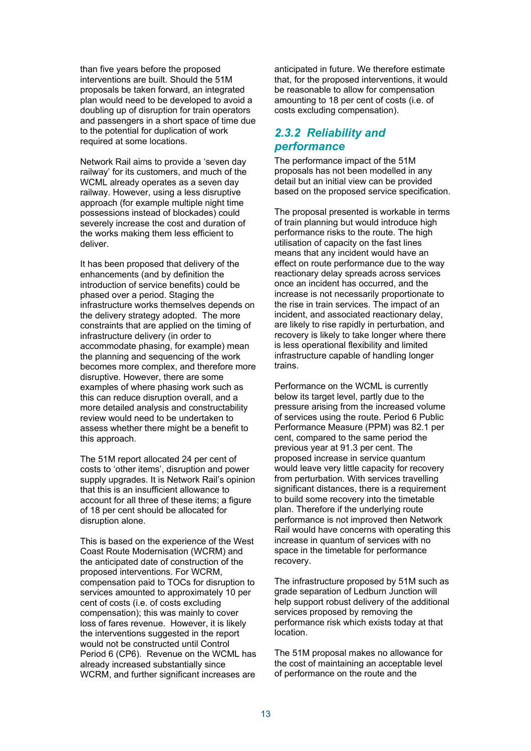than five years before the proposed interventions are built. Should the 51M proposals be taken forward, an integrated plan would need to be developed to avoid a doubling up of disruption for train operators and passengers in a short space of time due to the potential for duplication of work required at some locations.

Network Rail aims to provide a 'seven day railway' for its customers, and much of the WCML already operates as a seven day railway. However, using a less disruptive approach (for example multiple night time possessions instead of blockades) could severely increase the cost and duration of the works making them less efficient to deliver.

It has been proposed that delivery of the enhancements (and by definition the introduction of service benefits) could be phased over a period. Staging the infrastructure works themselves depends on the delivery strategy adopted. The more constraints that are applied on the timing of infrastructure delivery (in order to accommodate phasing, for example) mean the planning and sequencing of the work becomes more complex, and therefore more disruptive. However, there are some examples of where phasing work such as this can reduce disruption overall, and a more detailed analysis and constructability review would need to be undertaken to assess whether there might be a benefit to this approach.

The 51M report allocated 24 per cent of costs to 'other items', disruption and power supply upgrades. It is Network Rail's opinion that this is an insufficient allowance to account for all three of these items; a figure of 18 per cent should be allocated for disruption alone.

This is based on the experience of the West Coast Route Modernisation (WCRM) and the anticipated date of construction of the proposed interventions. For WCRM, compensation paid to TOCs for disruption to services amounted to approximately 10 per cent of costs (i.e. of costs excluding compensation); this was mainly to cover loss of fares revenue. However, it is likely the interventions suggested in the report would not be constructed until Control Period 6 (CP6). Revenue on the WCML has already increased substantially since WCRM, and further significant increases are anticipated in future. We therefore estimate that, for the proposed interventions, it would be reasonable to allow for compensation amounting to 18 per cent of costs (i.e. of costs excluding compensation).

### *2.3.2 Reliability and performance*

The performance impact of the 51M proposals has not been modelled in any detail but an initial view can be provided based on the proposed service specification.

The proposal presented is workable in terms of train planning but would introduce high performance risks to the route. The high utilisation of capacity on the fast lines means that any incident would have an effect on route performance due to the way reactionary delay spreads across services once an incident has occurred, and the increase is not necessarily proportionate to the rise in train services. The impact of an incident, and associated reactionary delay, are likely to rise rapidly in perturbation, and recovery is likely to take longer where there is less operational flexibility and limited infrastructure capable of handling longer trains.

Performance on the WCML is currently below its target level, partly due to the pressure arising from the increased volume of services using the route. Period 6 Public Performance Measure (PPM) was 82.1 per cent, compared to the same period the previous year at 91.3 per cent. The proposed increase in service quantum would leave very little capacity for recovery from perturbation. With services travelling significant distances, there is a requirement to build some recovery into the timetable plan. Therefore if the underlying route performance is not improved then Network Rail would have concerns with operating this increase in quantum of services with no space in the timetable for performance recovery.

The infrastructure proposed by 51M such as grade separation of Ledburn Junction will help support robust delivery of the additional services proposed by removing the performance risk which exists today at that location.

The 51M proposal makes no allowance for the cost of maintaining an acceptable level of performance on the route and the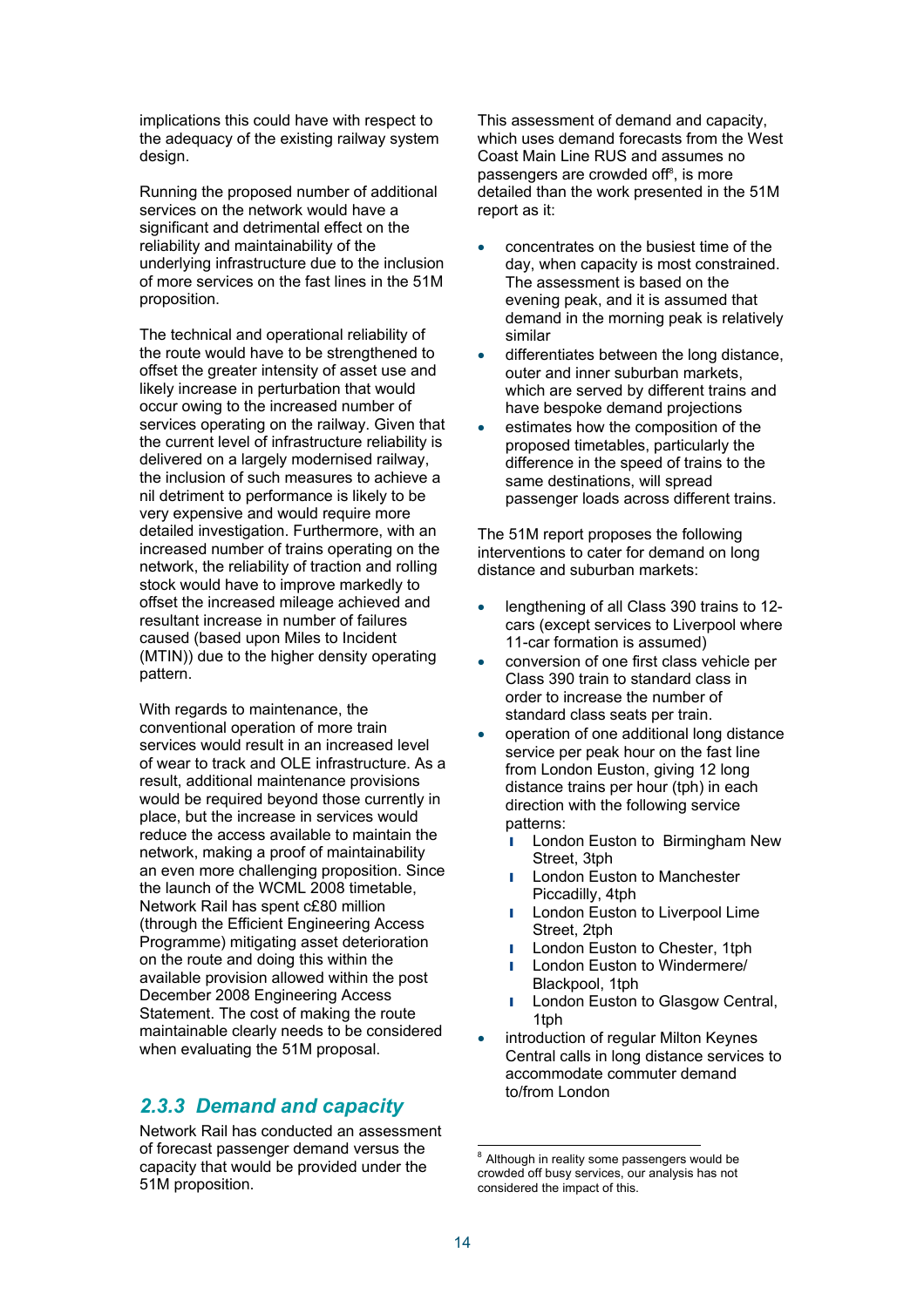implications this could have with respect to the adequacy of the existing railway system design.

Running the proposed number of additional services on the network would have a significant and detrimental effect on the reliability and maintainability of the underlying infrastructure due to the inclusion of more services on the fast lines in the 51M proposition.

The technical and operational reliability of the route would have to be strengthened to offset the greater intensity of asset use and likely increase in perturbation that would occur owing to the increased number of services operating on the railway. Given that the current level of infrastructure reliability is delivered on a largely modernised railway, the inclusion of such measures to achieve a nil detriment to performance is likely to be very expensive and would require more detailed investigation. Furthermore, with an increased number of trains operating on the network, the reliability of traction and rolling stock would have to improve markedly to offset the increased mileage achieved and resultant increase in number of failures caused (based upon Miles to Incident (MTIN)) due to the higher density operating pattern.

With regards to maintenance, the conventional operation of more train services would result in an increased level of wear to track and OLE infrastructure. As a result, additional maintenance provisions would be required beyond those currently in place, but the increase in services would reduce the access available to maintain the network, making a proof of maintainability an even more challenging proposition. Since the launch of the WCML 2008 timetable, Network Rail has spent c£80 million (through the Efficient Engineering Access Programme) mitigating asset deterioration on the route and doing this within the available provision allowed within the post December 2008 Engineering Access Statement. The cost of making the route maintainable clearly needs to be considered when evaluating the 51M proposal.

### 2.3.3 Demand and capacity

Network Rail has conducted an assessment of forecast passenger demand versus the capacity that would be provided under the 51M proposition.

This assessment of demand and capacity, which uses demand forecasts from the West Coast Main Line RUS and assumes no passengers are crowded off[8], is more detailed than the work presented in the 51M report as it:

- concentrates on the busiest time of the day, when capacity is most constrained. The assessment is based on the evening peak, and it is assumed that demand in the morning peak is relatively similar
- differentiates between the long distance, outer and inner suburban markets, which are served by different trains and have bespoke demand projections
- estimates how the composition of the proposed timetables, particularly the difference in the speed of trains to the same destinations, will spread passenger loads across different trains.

The 51M report proposes the following interventions to cater for demand on long distance and suburban markets:

- lengthening of all Class 390 trains to 12-cars (except services to Liverpool where 11-car formation is assumed)
- conversion of one first class vehicle per Class 390 train to standard class in order to increase the number of standard class seats per train.
- operation of one additional long distance service per peak hour on the fast line from London Euston, giving 12 long distance trains per hour (tph) in each direction with the following service patterns:
  - London Euston to Birmingham New Street, 3tph
  - London Euston to Manchester Piccadilly, 4tph
  - London Euston to Liverpool Lime Street, 2tph
  - London Euston to Chester, 1tph
  - London Euston to Windermere/ Blackpool, 1tph
  - London Euston to Glasgow Central, 1tph
- introduction of regular Milton Keynes Central calls in long distance services to accommodate commuter demand to/from London

[8] Although in reality some passengers would be crowded off busy services, our analysis has not considered the impact of this.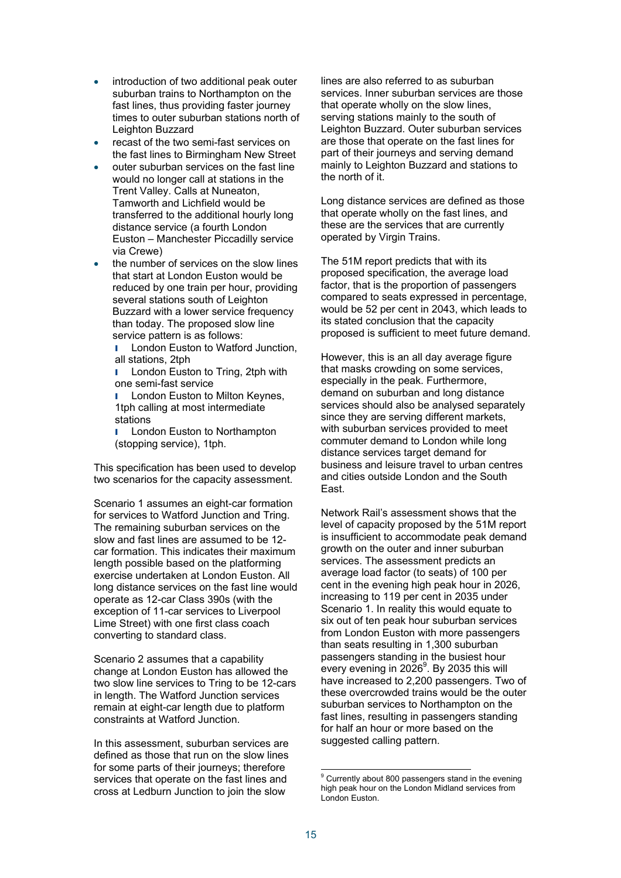- introduction of two additional peak outer suburban trains to Northampton on the fast lines, thus providing faster journey times to outer suburban stations north of Leighton Buzzard
- recast of the two semi-fast services on the fast lines to Birmingham New Street
- outer suburban services on the fast line would no longer call at stations in the Trent Valley. Calls at Nuneaton, Tamworth and Lichfield would be transferred to the additional hourly long distance service (a fourth London Euston – Manchester Piccadilly service via Crewe)
- the number of services on the slow lines that start at London Euston would be reduced by one train per hour, providing several stations south of Leighton Buzzard with a lower service frequency than today. The proposed slow line service pattern is as follows:
  - London Euston to Watford Junction, all stations, 2tph
  - London Euston to Tring, 2tph with one semi-fast service
  - London Euston to Milton Keynes, 1tph calling at most intermediate stations
  - London Euston to Northampton (stopping service), 1tph.

This specification has been used to develop two scenarios for the capacity assessment.

Scenario 1 assumes an eight-car formation for services to Watford Junction and Tring. The remaining suburban services on the slow and fast lines are assumed to be 12-car formation. This indicates their maximum length possible based on the platforming exercise undertaken at London Euston. All long distance services on the fast line would operate as 12-car Class 390s (with the exception of 11-car services to Liverpool Lime Street) with one first class coach converting to standard class.

Scenario 2 assumes that a capability change at London Euston has allowed the two slow line services to Tring to be 12-cars in length. The Watford Junction services remain at eight-car length due to platform constraints at Watford Junction.

In this assessment, suburban services are defined as those that run on the slow lines for some parts of their journeys; therefore services that operate on the fast lines and cross at Ledburn Junction to join the slow lines are also referred to as suburban services. Inner suburban services are those that operate wholly on the slow lines, serving stations mainly to the south of Leighton Buzzard. Outer suburban services are those that operate on the fast lines for part of their journeys and serving demand mainly to Leighton Buzzard and stations to the north of it.

Long distance services are defined as those that operate wholly on the fast lines, and these are the services that are currently operated by Virgin Trains.

The 51M report predicts that with its proposed specification, the average load factor, that is the proportion of passengers compared to seats expressed in percentage, would be 52 per cent in 2043, which leads to its stated conclusion that the capacity proposed is sufficient to meet future demand.

However, this is an all day average figure that masks crowding on some services, especially in the peak. Furthermore, demand on suburban and long distance services should also be analysed separately since they are serving different markets, with suburban services provided to meet commuter demand to London while long distance services target demand for business and leisure travel to urban centres and cities outside London and the South East.

Network Rail's assessment shows that the level of capacity proposed by the 51M report is insufficient to accommodate peak demand growth on the outer and inner suburban services. The assessment predicts an average load factor (to seats) of 100 per cent in the evening high peak hour in 2026, increasing to 119 per cent in 2035 under Scenario 1. In reality this would equate to six out of ten peak hour suburban services from London Euston with more passengers than seats resulting in 1,300 suburban passengers standing in the busiest hour every evening in 2026[9]. By 2035 this will have increased to 2,200 passengers. Two of these overcrowded trains would be the outer suburban services to Northampton on the fast lines, resulting in passengers standing for half an hour or more based on the suggested calling pattern.

[9] Currently about 800 passengers stand in the evening high peak hour on the London Midland services from London Euston.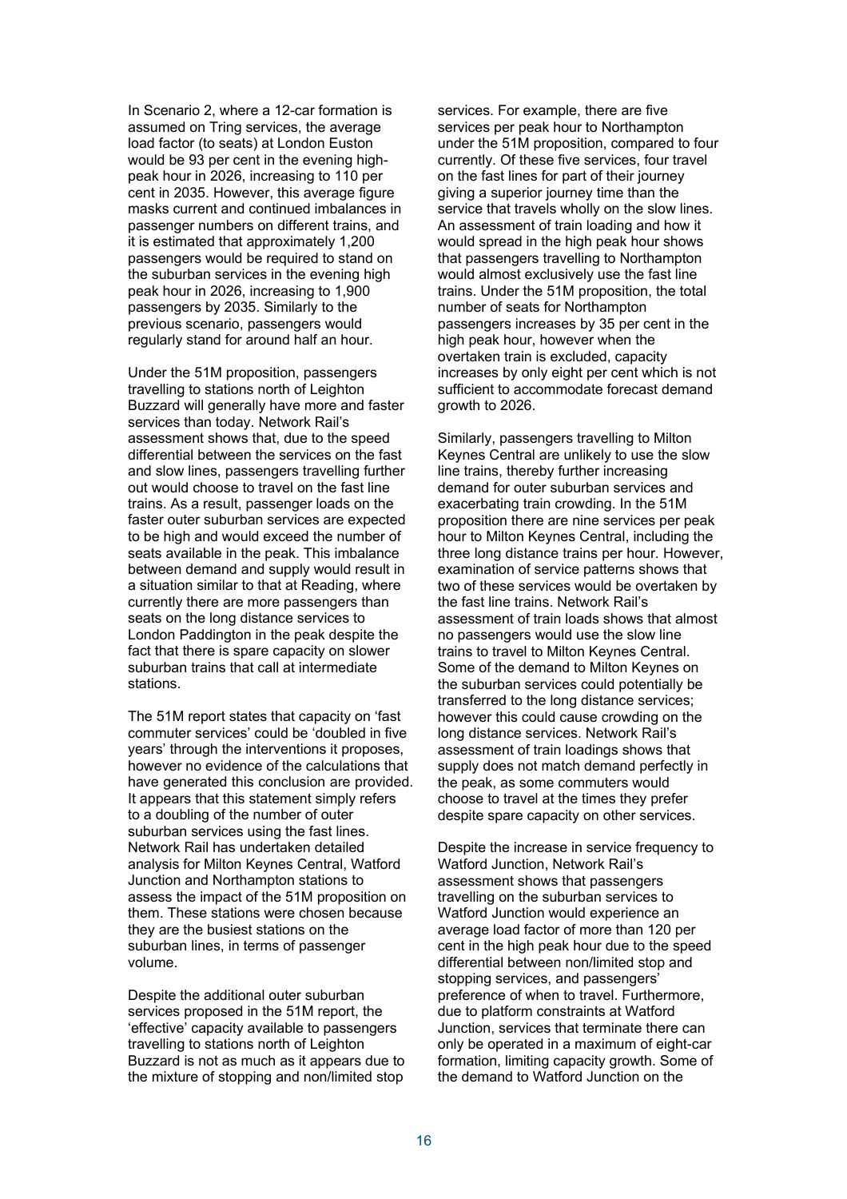In Scenario 2, where a 12-car formation is assumed on Tring services, the average load factor (to seats) at London Euston would be 93 per cent in the evening high-peak hour in 2026, increasing to 110 per cent in 2035. However, this average figure masks current and continued imbalances in passenger numbers on different trains, and it is estimated that approximately 1,200 passengers would be required to stand on the suburban services in the evening high peak hour in 2026, increasing to 1,900 passengers by 2035. Similarly to the previous scenario, passengers would regularly stand for around half an hour.

Under the 51M proposition, passengers travelling to stations north of Leighton Buzzard will generally have more and faster services than today. Network Rail's assessment shows that, due to the speed differential between the services on the fast and slow lines, passengers travelling further out would choose to travel on the fast line trains. As a result, passenger loads on the faster outer suburban services are expected to be high and would exceed the number of seats available in the peak. This imbalance between demand and supply would result in a situation similar to that at Reading, where currently there are more passengers than seats on the long distance services to London Paddington in the peak despite the fact that there is spare capacity on slower suburban trains that call at intermediate stations.

The 51M report states that capacity on 'fast commuter services' could be 'doubled in five years' through the interventions it proposes, however no evidence of the calculations that have generated this conclusion are provided. It appears that this statement simply refers to a doubling of the number of outer suburban services using the fast lines. Network Rail has undertaken detailed analysis for Milton Keynes Central, Watford Junction and Northampton stations to assess the impact of the 51M proposition on them. These stations were chosen because they are the busiest stations on the suburban lines, in terms of passenger volume.

Despite the additional outer suburban services proposed in the 51M report, the 'effective' capacity available to passengers travelling to stations north of Leighton Buzzard is not as much as it appears due to the mixture of stopping and non/limited stop services. For example, there are five services per peak hour to Northampton under the 51M proposition, compared to four currently. Of these five services, four travel on the fast lines for part of their journey giving a superior journey time than the service that travels wholly on the slow lines. An assessment of train loading and how it would spread in the high peak hour shows that passengers travelling to Northampton would almost exclusively use the fast line trains. Under the 51M proposition, the total number of seats for Northampton passengers increases by 35 per cent in the high peak hour, however when the overtaken train is excluded, capacity increases by only eight per cent which is not sufficient to accommodate forecast demand growth to 2026.

Similarly, passengers travelling to Milton Keynes Central are unlikely to use the slow line trains, thereby further increasing demand for outer suburban services and exacerbating train crowding. In the 51M proposition there are nine services per peak hour to Milton Keynes Central, including the three long distance trains per hour. However, examination of service patterns shows that two of these services would be overtaken by the fast line trains. Network Rail's assessment of train loads shows that almost no passengers would use the slow line trains to travel to Milton Keynes Central. Some of the demand to Milton Keynes on the suburban services could potentially be transferred to the long distance services; however this could cause crowding on the long distance services. Network Rail's assessment of train loadings shows that supply does not match demand perfectly in the peak, as some commuters would choose to travel at the times they prefer despite spare capacity on other services.

Despite the increase in service frequency to Watford Junction, Network Rail's assessment shows that passengers travelling on the suburban services to Watford Junction would experience an average load factor of more than 120 per cent in the high peak hour due to the speed differential between non/limited stop and stopping services, and passengers' preference of when to travel. Furthermore, due to platform constraints at Watford Junction, services that terminate there can only be operated in a maximum of eight-car formation, limiting capacity growth. Some of the demand to Watford Junction on the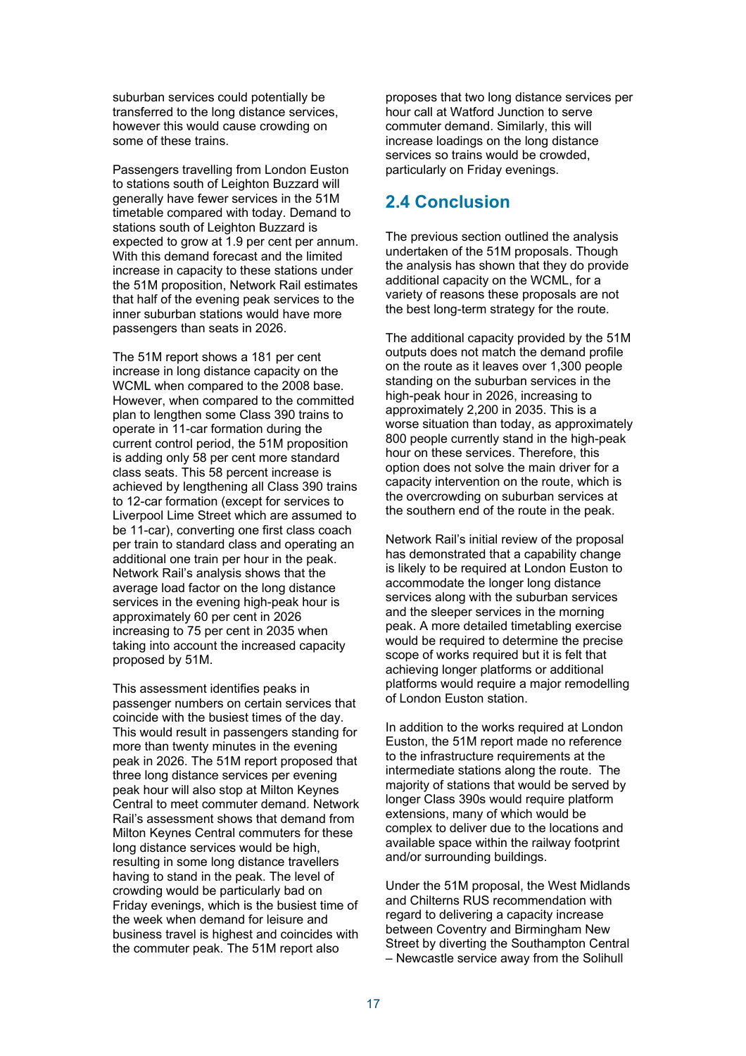suburban services could potentially be transferred to the long distance services, however this would cause crowding on some of these trains.

Passengers travelling from London Euston to stations south of Leighton Buzzard will generally have fewer services in the 51M timetable compared with today. Demand to stations south of Leighton Buzzard is expected to grow at 1.9 per cent per annum. With this demand forecast and the limited increase in capacity to these stations under the 51M proposition, Network Rail estimates that half of the evening peak services to the inner suburban stations would have more passengers than seats in 2026.

The 51M report shows a 181 per cent increase in long distance capacity on the WCML when compared to the 2008 base. However, when compared to the committed plan to lengthen some Class 390 trains to operate in 11-car formation during the current control period, the 51M proposition is adding only 58 per cent more standard class seats. This 58 percent increase is achieved by lengthening all Class 390 trains to 12-car formation (except for services to Liverpool Lime Street which are assumed to be 11-car), converting one first class coach per train to standard class and operating an additional one train per hour in the peak. Network Rail's analysis shows that the average load factor on the long distance services in the evening high-peak hour is approximately 60 per cent in 2026 increasing to 75 per cent in 2035 when taking into account the increased capacity proposed by 51M.

This assessment identifies peaks in passenger numbers on certain services that coincide with the busiest times of the day. This would result in passengers standing for more than twenty minutes in the evening peak in 2026. The 51M report proposed that three long distance services per evening peak hour will also stop at Milton Keynes Central to meet commuter demand. Network Rail's assessment shows that demand from Milton Keynes Central commuters for these long distance services would be high, resulting in some long distance travellers having to stand in the peak. The level of crowding would be particularly bad on Friday evenings, which is the busiest time of the week when demand for leisure and business travel is highest and coincides with the commuter peak. The 51M report also proposes that two long distance services per hour call at Watford Junction to serve commuter demand. Similarly, this will increase loadings on the long distance services so trains would be crowded, particularly on Friday evenings.

## 2.4 Conclusion

The previous section outlined the analysis undertaken of the 51M proposals. Though the analysis has shown that they do provide additional capacity on the WCML, for a variety of reasons these proposals are not the best long-term strategy for the route.

The additional capacity provided by the 51M outputs does not match the demand profile on the route as it leaves over 1,300 people standing on the suburban services in the high-peak hour in 2026, increasing to approximately 2,200 in 2035. This is a worse situation than today, as approximately 800 people currently stand in the high-peak hour on these services. Therefore, this option does not solve the main driver for a capacity intervention on the route, which is the overcrowding on suburban services at the southern end of the route in the peak.

Network Rail's initial review of the proposal has demonstrated that a capability change is likely to be required at London Euston to accommodate the longer long distance services along with the suburban services and the sleeper services in the morning peak. A more detailed timetabling exercise would be required to determine the precise scope of works required but it is felt that achieving longer platforms or additional platforms would require a major remodelling of London Euston station.

In addition to the works required at London Euston, the 51M report made no reference to the infrastructure requirements at the intermediate stations along the route. The majority of stations that would be served by longer Class 390s would require platform extensions, many of which would be complex to deliver due to the locations and available space within the railway footprint and/or surrounding buildings.

Under the 51M proposal, the West Midlands and Chilterns RUS recommendation with regard to delivering a capacity increase between Coventry and Birmingham New Street by diverting the Southampton Central – Newcastle service away from the Solihull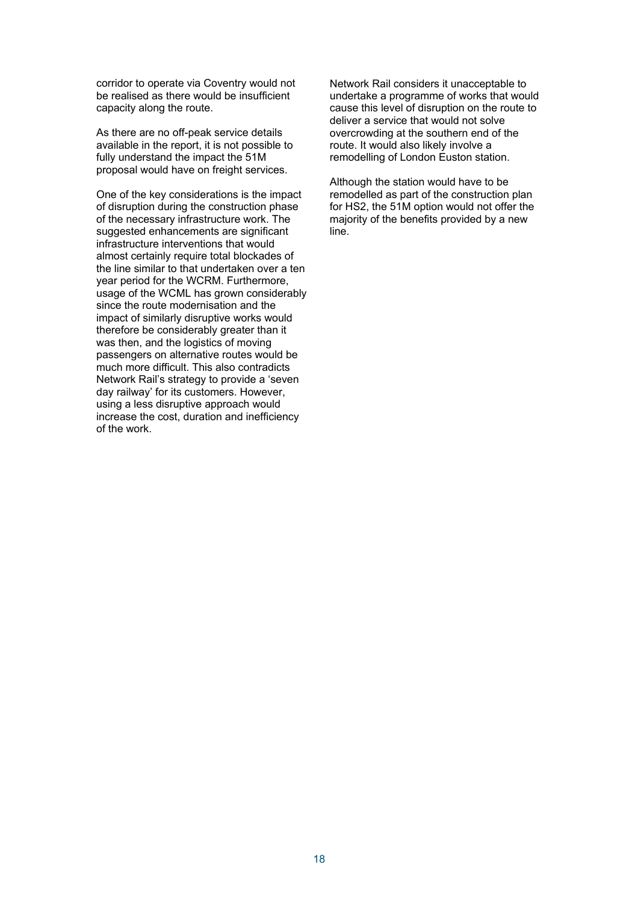corridor to operate via Coventry would not be realised as there would be insufficient capacity along the route.

As there are no off-peak service details available in the report, it is not possible to fully understand the impact the 51M proposal would have on freight services.

One of the key considerations is the impact of disruption during the construction phase of the necessary infrastructure work. The suggested enhancements are significant infrastructure interventions that would almost certainly require total blockades of the line similar to that undertaken over a ten year period for the WCRM. Furthermore, usage of the WCML has grown considerably since the route modernisation and the impact of similarly disruptive works would therefore be considerably greater than it was then, and the logistics of moving passengers on alternative routes would be much more difficult. This also contradicts Network Rail's strategy to provide a 'seven day railway' for its customers. However, using a less disruptive approach would increase the cost, duration and inefficiency of the work.

Network Rail considers it unacceptable to undertake a programme of works that would cause this level of disruption on the route to deliver a service that would not solve overcrowding at the southern end of the route. It would also likely involve a remodelling of London Euston station.

Although the station would have to be remodelled as part of the construction plan for HS2, the 51M option would not offer the majority of the benefits provided by a new line.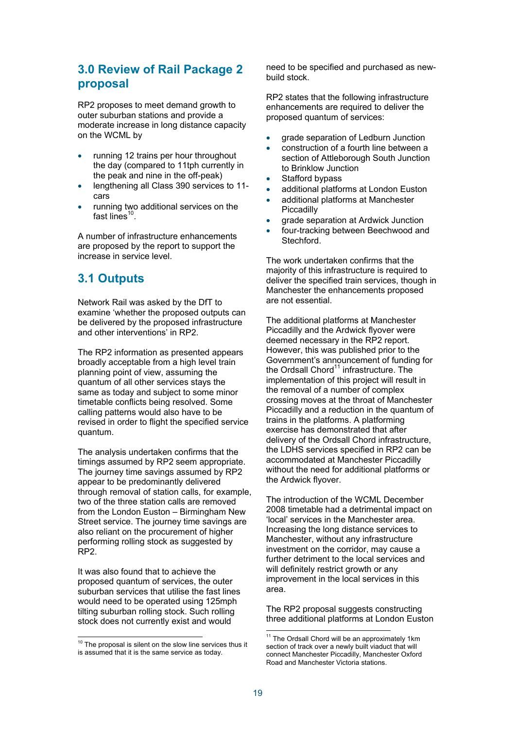## 3.0 Review of Rail Package 2 proposal

RP2 proposes to meet demand growth to outer suburban stations and provide a moderate increase in long distance capacity on the WCML by

- running 12 trains per hour throughout the day (compared to 11tph currently in the peak and nine in the off-peak)
- lengthening all Class 390 services to 11-cars
- running two additional services on the fast lines[10].

A number of infrastructure enhancements are proposed by the report to support the increase in service level.

## 3.1 Outputs

Network Rail was asked by the DfT to examine 'whether the proposed outputs can be delivered by the proposed infrastructure and other interventions' in RP2.

The RP2 information as presented appears broadly acceptable from a high level train planning point of view, assuming the quantum of all other services stays the same as today and subject to some minor timetable conflicts being resolved. Some calling patterns would also have to be revised in order to flight the specified service quantum.

The analysis undertaken confirms that the timings assumed by RP2 seem appropriate. The journey time savings assumed by RP2 appear to be predominantly delivered through removal of station calls, for example, two of the three station calls are removed from the London Euston – Birmingham New Street service. The journey time savings are also reliant on the procurement of higher performing rolling stock as suggested by RP2.

It was also found that to achieve the proposed quantum of services, the outer suburban services that utilise the fast lines would need to be operated using 125mph tilting suburban rolling stock. Such rolling stock does not currently exist and would need to be specified and purchased as new-build stock.

RP2 states that the following infrastructure enhancements are required to deliver the proposed quantum of services:

- grade separation of Ledburn Junction
- construction of a fourth line between a section of Attleborough South Junction to Brinklow Junction
- Stafford bypass
- additional platforms at London Euston
- additional platforms at Manchester Piccadilly
- grade separation at Ardwick Junction
- four-tracking between Beechwood and Stechford.

The work undertaken confirms that the majority of this infrastructure is required to deliver the specified train services, though in Manchester the enhancements proposed are not essential.

The additional platforms at Manchester Piccadilly and the Ardwick flyover were deemed necessary in the RP2 report. However, this was published prior to the Government's announcement of funding for the Ordsall Chord[11] infrastructure. The implementation of this project will result in the removal of a number of complex crossing moves at the throat of Manchester Piccadilly and a reduction in the quantum of trains in the platforms. A platforming exercise has demonstrated that after delivery of the Ordsall Chord infrastructure, the LDHS services specified in RP2 can be accommodated at Manchester Piccadilly without the need for additional platforms or the Ardwick flyover.

The introduction of the WCML December 2008 timetable had a detrimental impact on 'local' services in the Manchester area. Increasing the long distance services to Manchester, without any infrastructure investment on the corridor, may cause a further detriment to the local services and will definitely restrict growth or any improvement in the local services in this area.

The RP2 proposal suggests constructing three additional platforms at London Euston

---

[10] The proposal is silent on the slow line services thus it is assumed that it is the same service as today.

[11] The Ordsall Chord will be an approximately 1km section of track over a newly built viaduct that will connect Manchester Piccadilly, Manchester Oxford Road and Manchester Victoria stations.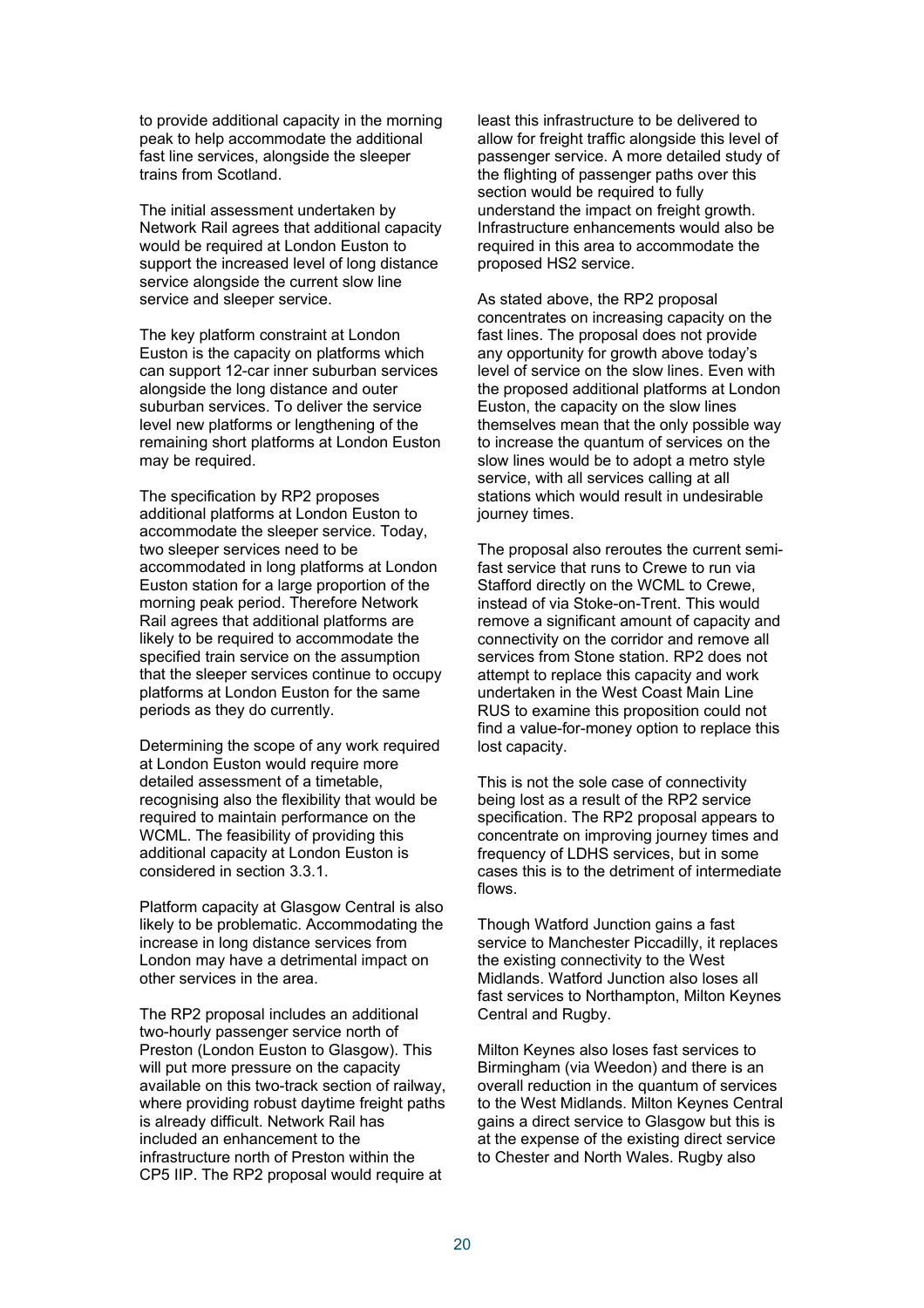to provide additional capacity in the morning peak to help accommodate the additional fast line services, alongside the sleeper trains from Scotland.

The initial assessment undertaken by Network Rail agrees that additional capacity would be required at London Euston to support the increased level of long distance service alongside the current slow line service and sleeper service.

The key platform constraint at London Euston is the capacity on platforms which can support 12-car inner suburban services alongside the long distance and outer suburban services. To deliver the service level new platforms or lengthening of the remaining short platforms at London Euston may be required.

The specification by RP2 proposes additional platforms at London Euston to accommodate the sleeper service. Today, two sleeper services need to be accommodated in long platforms at London Euston station for a large proportion of the morning peak period. Therefore Network Rail agrees that additional platforms are likely to be required to accommodate the specified train service on the assumption that the sleeper services continue to occupy platforms at London Euston for the same periods as they do currently.

Determining the scope of any work required at London Euston would require more detailed assessment of a timetable, recognising also the flexibility that would be required to maintain performance on the WCML. The feasibility of providing this additional capacity at London Euston is considered in section 3.3.1.

Platform capacity at Glasgow Central is also likely to be problematic. Accommodating the increase in long distance services from London may have a detrimental impact on other services in the area.

The RP2 proposal includes an additional two-hourly passenger service north of Preston (London Euston to Glasgow). This will put more pressure on the capacity available on this two-track section of railway, where providing robust daytime freight paths is already difficult. Network Rail has included an enhancement to the infrastructure north of Preston within the CP5 IIP. The RP2 proposal would require at least this infrastructure to be delivered to allow for freight traffic alongside this level of passenger service. A more detailed study of the flighting of passenger paths over this section would be required to fully understand the impact on freight growth. Infrastructure enhancements would also be required in this area to accommodate the proposed HS2 service.

As stated above, the RP2 proposal concentrates on increasing capacity on the fast lines. The proposal does not provide any opportunity for growth above today's level of service on the slow lines. Even with the proposed additional platforms at London Euston, the capacity on the slow lines themselves mean that the only possible way to increase the quantum of services on the slow lines would be to adopt a metro style service, with all services calling at all stations which would result in undesirable journey times.

The proposal also reroutes the current semi-fast service that runs to Crewe to run via Stafford directly on the WCML to Crewe, instead of via Stoke-on-Trent. This would remove a significant amount of capacity and connectivity on the corridor and remove all services from Stone station. RP2 does not attempt to replace this capacity and work undertaken in the West Coast Main Line RUS to examine this proposition could not find a value-for-money option to replace this lost capacity.

This is not the sole case of connectivity being lost as a result of the RP2 service specification. The RP2 proposal appears to concentrate on improving journey times and frequency of LDHS services, but in some cases this is to the detriment of intermediate flows.

Though Watford Junction gains a fast service to Manchester Piccadilly, it replaces the existing connectivity to the West Midlands. Watford Junction also loses all fast services to Northampton, Milton Keynes Central and Rugby.

Milton Keynes also loses fast services to Birmingham (via Weedon) and there is an overall reduction in the quantum of services to the West Midlands. Milton Keynes Central gains a direct service to Glasgow but this is at the expense of the existing direct service to Chester and North Wales. Rugby also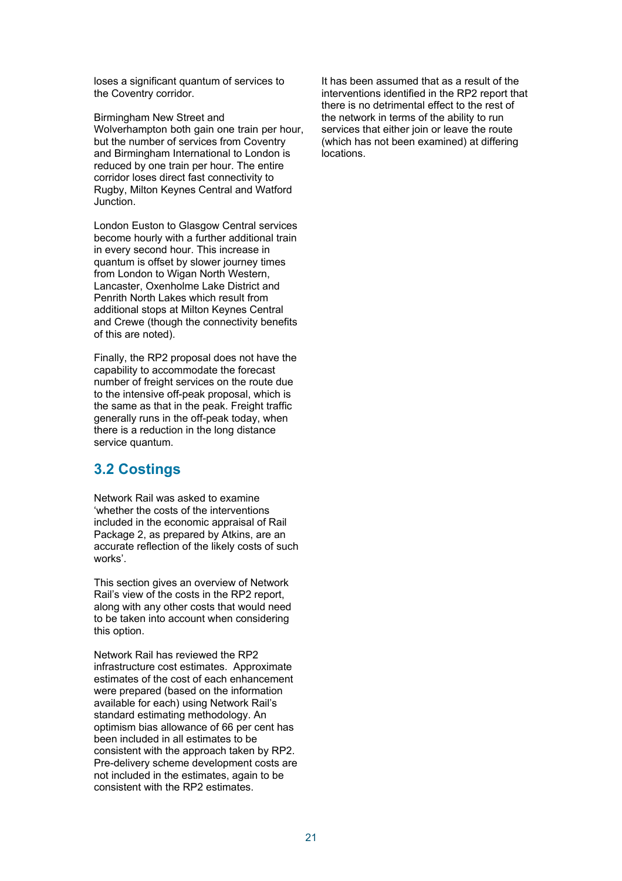loses a significant quantum of services to the Coventry corridor.

Birmingham New Street and Wolverhampton both gain one train per hour, but the number of services from Coventry and Birmingham International to London is reduced by one train per hour. The entire corridor loses direct fast connectivity to Rugby, Milton Keynes Central and Watford Junction.

London Euston to Glasgow Central services become hourly with a further additional train in every second hour. This increase in quantum is offset by slower journey times from London to Wigan North Western, Lancaster, Oxenholme Lake District and Penrith North Lakes which result from additional stops at Milton Keynes Central and Crewe (though the connectivity benefits of this are noted).

Finally, the RP2 proposal does not have the capability to accommodate the forecast number of freight services on the route due to the intensive off-peak proposal, which is the same as that in the peak. Freight traffic generally runs in the off-peak today, when there is a reduction in the long distance service quantum.

## 3.2 Costings

Network Rail was asked to examine 'whether the costs of the interventions included in the economic appraisal of Rail Package 2, as prepared by Atkins, are an accurate reflection of the likely costs of such works'.

This section gives an overview of Network Rail's view of the costs in the RP2 report, along with any other costs that would need to be taken into account when considering this option.

Network Rail has reviewed the RP2 infrastructure cost estimates. Approximate estimates of the cost of each enhancement were prepared (based on the information available for each) using Network Rail's standard estimating methodology. An optimism bias allowance of 66 per cent has been included in all estimates to be consistent with the approach taken by RP2. Pre-delivery scheme development costs are not included in the estimates, again to be consistent with the RP2 estimates.

It has been assumed that as a result of the interventions identified in the RP2 report that there is no detrimental effect to the rest of the network in terms of the ability to run services that either join or leave the route (which has not been examined) at differing locations.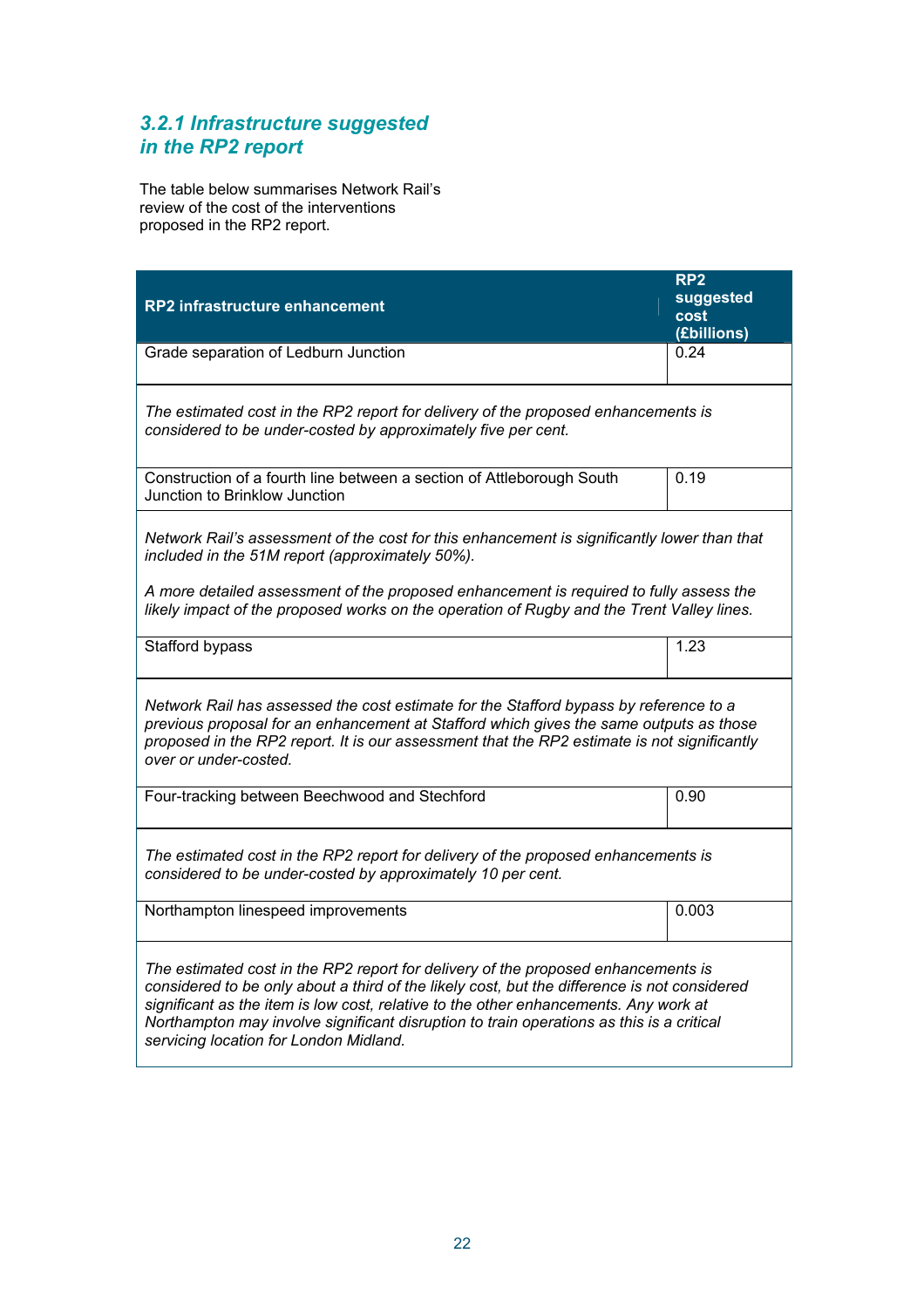### *3.2.1 Infrastructure suggested in the RP2 report*

The table below summarises Network Rail's review of the cost of the interventions proposed in the RP2 report.

| RP2 infrastructure enhancement | RP2 suggested cost (£billions) |
|---|---|
| Grade separation of Ledburn Junction | 0.24 |
| *The estimated cost in the RP2 report for delivery of the proposed enhancements is considered to be under-costed by approximately five per cent.* | |
| Construction of a fourth line between a section of Attleborough South Junction to Brinklow Junction | 0.19 |
| *Network Rail's assessment of the cost for this enhancement is significantly lower than that included in the 51M report (approximately 50%).* *A more detailed assessment of the proposed enhancement is required to fully assess the likely impact of the proposed works on the operation of Rugby and the Trent Valley lines.* | |
| Stafford bypass | 1.23 |
| *Network Rail has assessed the cost estimate for the Stafford bypass by reference to a previous proposal for an enhancement at Stafford which gives the same outputs as those proposed in the RP2 report. It is our assessment that the RP2 estimate is not significantly over or under-costed.* | |
| Four-tracking between Beechwood and Stechford | 0.90 |
| *The estimated cost in the RP2 report for delivery of the proposed enhancements is considered to be under-costed by approximately 10 per cent.* | |
| Northampton linespeed improvements | 0.003 |
| *The estimated cost in the RP2 report for delivery of the proposed enhancements is considered to be only about a third of the likely cost, but the difference is not considered significant as the item is low cost, relative to the other enhancements. Any work at Northampton may involve significant disruption to train operations as this is a critical servicing location for London Midland.* | |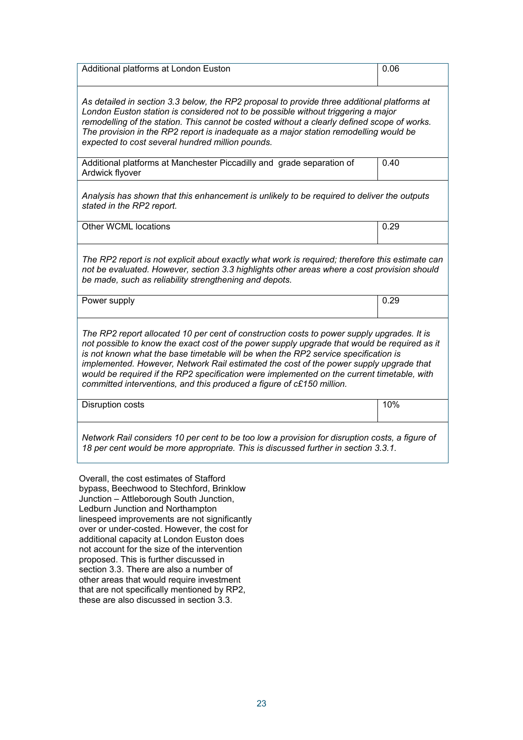| | |
|---|---|
| Additional platforms at London Euston | 0.06 |
| *As detailed in section 3.3 below, the RP2 proposal to provide three additional platforms at London Euston station is considered not to be possible without triggering a major remodelling of the station. This cannot be costed without a clearly defined scope of works. The provision in the RP2 report is inadequate as a major station remodelling would be expected to cost several hundred million pounds.* | |
| Additional platforms at Manchester Piccadilly and grade separation of Ardwick flyover | 0.40 |
| *Analysis has shown that this enhancement is unlikely to be required to deliver the outputs stated in the RP2 report.* | |
| Other WCML locations | 0.29 |
| *The RP2 report is not explicit about exactly what work is required; therefore this estimate can not be evaluated. However, section 3.3 highlights other areas where a cost provision should be made, such as reliability strengthening and depots.* | |
| Power supply | 0.29 |
| *The RP2 report allocated 10 per cent of construction costs to power supply upgrades. It is not possible to know the exact cost of the power supply upgrade that would be required as it is not known what the base timetable will be when the RP2 service specification is implemented. However, Network Rail estimated the cost of the power supply upgrade that would be required if the RP2 specification were implemented on the current timetable, with committed interventions, and this produced a figure of c£150 million.* | |
| Disruption costs | 10% |
| *Network Rail considers 10 per cent to be too low a provision for disruption costs, a figure of 18 per cent would be more appropriate. This is discussed further in section 3.3.1.* | |

Overall, the cost estimates of Stafford bypass, Beechwood to Stechford, Brinklow Junction – Attleborough South Junction, Ledburn Junction and Northampton linespeed improvements are not significantly over or under-costed. However, the cost for additional capacity at London Euston does not account for the size of the intervention proposed. This is further discussed in section 3.3. There are also a number of other areas that would require investment that are not specifically mentioned by RP2, these are also discussed in section 3.3.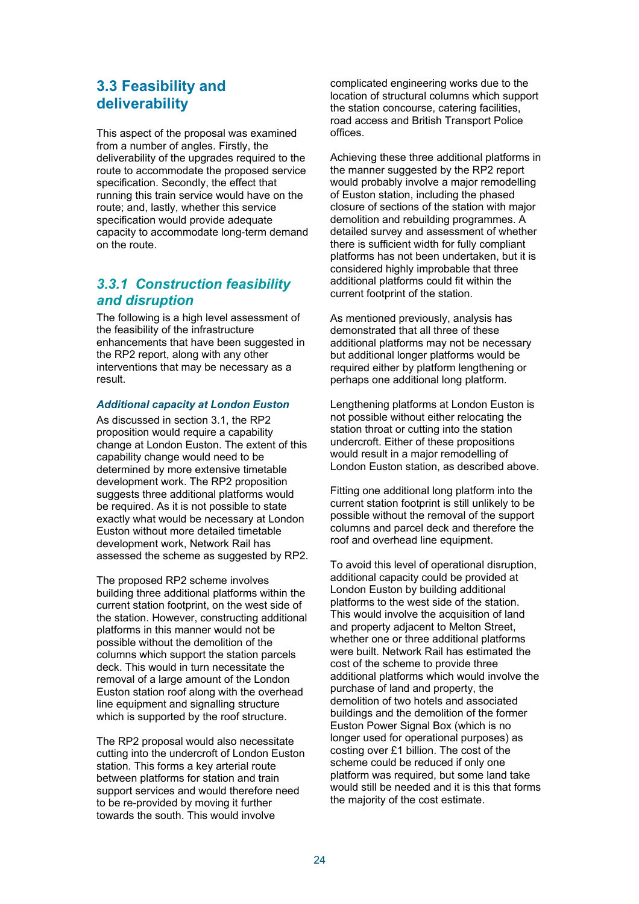## 3.3 Feasibility and deliverability

This aspect of the proposal was examined from a number of angles. Firstly, the deliverability of the upgrades required to the route to accommodate the proposed service specification. Secondly, the effect that running this train service would have on the route; and, lastly, whether this service specification would provide adequate capacity to accommodate long-term demand on the route.

### *3.3.1 Construction feasibility and disruption*

The following is a high level assessment of the feasibility of the infrastructure enhancements that have been suggested in the RP2 report, along with any other interventions that may be necessary as a result.

#### *Additional capacity at London Euston*

As discussed in section 3.1, the RP2 proposition would require a capability change at London Euston. The extent of this capability change would need to be determined by more extensive timetable development work. The RP2 proposition suggests three additional platforms would be required. As it is not possible to state exactly what would be necessary at London Euston without more detailed timetable development work, Network Rail has assessed the scheme as suggested by RP2.

The proposed RP2 scheme involves building three additional platforms within the current station footprint, on the west side of the station. However, constructing additional platforms in this manner would not be possible without the demolition of the columns which support the station parcels deck. This would in turn necessitate the removal of a large amount of the London Euston station roof along with the overhead line equipment and signalling structure which is supported by the roof structure.

The RP2 proposal would also necessitate cutting into the undercroft of London Euston station. This forms a key arterial route between platforms for station and train support services and would therefore need to be re-provided by moving it further towards the south. This would involve complicated engineering works due to the location of structural columns which support the station concourse, catering facilities, road access and British Transport Police offices.

Achieving these three additional platforms in the manner suggested by the RP2 report would probably involve a major remodelling of Euston station, including the phased closure of sections of the station with major demolition and rebuilding programmes. A detailed survey and assessment of whether there is sufficient width for fully compliant platforms has not been undertaken, but it is considered highly improbable that three additional platforms could fit within the current footprint of the station.

As mentioned previously, analysis has demonstrated that all three of these additional platforms may not be necessary but additional longer platforms would be required either by platform lengthening or perhaps one additional long platform.

Lengthening platforms at London Euston is not possible without either relocating the station throat or cutting into the station undercroft. Either of these propositions would result in a major remodelling of London Euston station, as described above.

Fitting one additional long platform into the current station footprint is still unlikely to be possible without the removal of the support columns and parcel deck and therefore the roof and overhead line equipment.

To avoid this level of operational disruption, additional capacity could be provided at London Euston by building additional platforms to the west side of the station. This would involve the acquisition of land and property adjacent to Melton Street, whether one or three additional platforms were built. Network Rail has estimated the cost of the scheme to provide three additional platforms which would involve the purchase of land and property, the demolition of two hotels and associated buildings and the demolition of the former Euston Power Signal Box (which is no longer used for operational purposes) as costing over £1 billion. The cost of the scheme could be reduced if only one platform was required, but some land take would still be needed and it is this that forms the majority of the cost estimate.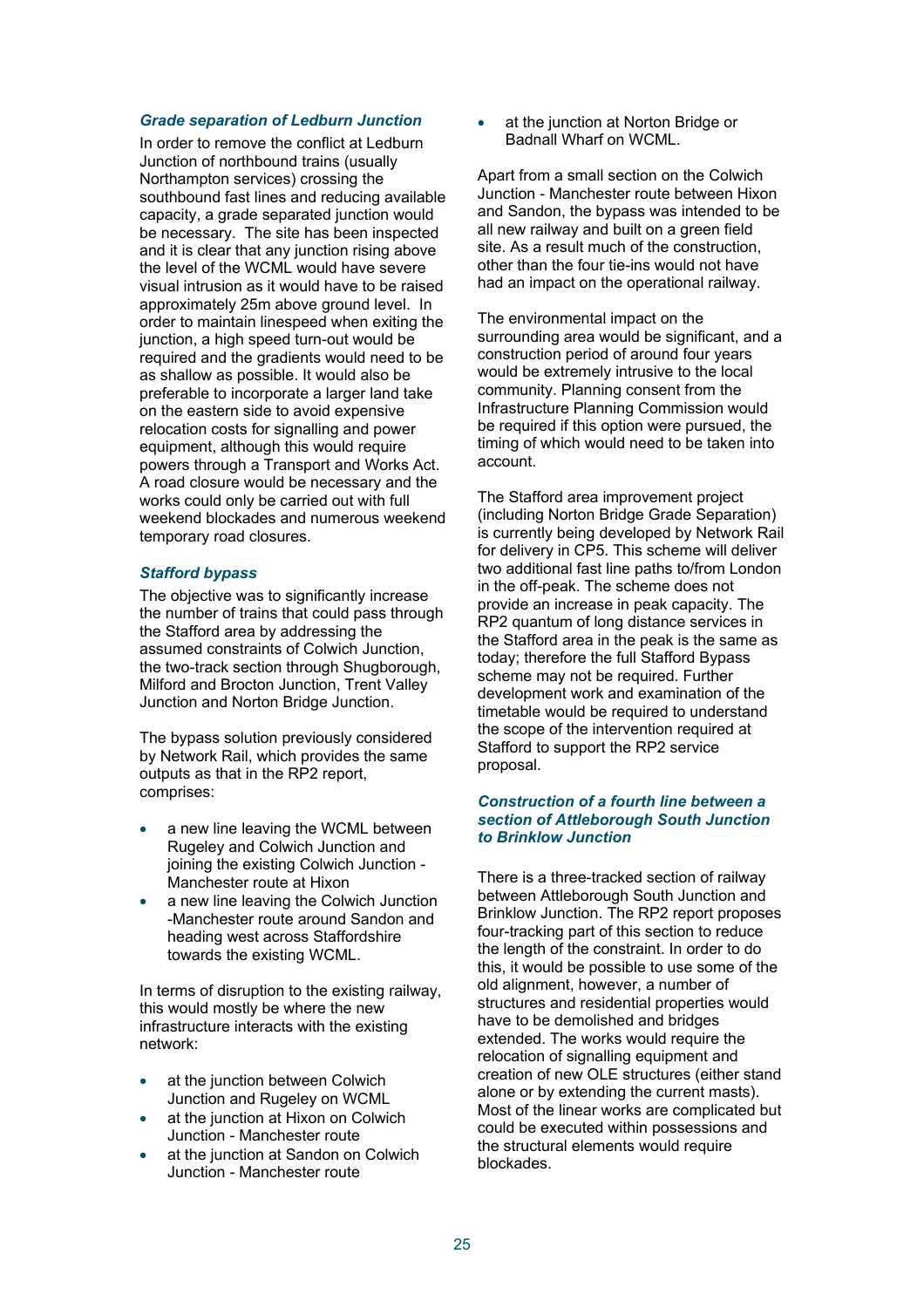### *Grade separation of Ledburn Junction*

In order to remove the conflict at Ledburn Junction of northbound trains (usually Northampton services) crossing the southbound fast lines and reducing available capacity, a grade separated junction would be necessary. The site has been inspected and it is clear that any junction rising above the level of the WCML would have severe visual intrusion as it would have to be raised approximately 25m above ground level. In order to maintain linespeed when exiting the junction, a high speed turn-out would be required and the gradients would need to be as shallow as possible. It would also be preferable to incorporate a larger land take on the eastern side to avoid expensive relocation costs for signalling and power equipment, although this would require powers through a Transport and Works Act. A road closure would be necessary and the works could only be carried out with full weekend blockades and numerous weekend temporary road closures.

### *Stafford bypass*

The objective was to significantly increase the number of trains that could pass through the Stafford area by addressing the assumed constraints of Colwich Junction, the two-track section through Shugborough, Milford and Brocton Junction, Trent Valley Junction and Norton Bridge Junction.

The bypass solution previously considered by Network Rail, which provides the same outputs as that in the RP2 report, comprises:

- a new line leaving the WCML between Rugeley and Colwich Junction and joining the existing Colwich Junction - Manchester route at Hixon
- a new line leaving the Colwich Junction -Manchester route around Sandon and heading west across Staffordshire towards the existing WCML.

In terms of disruption to the existing railway, this would mostly be where the new infrastructure interacts with the existing network:

- at the junction between Colwich Junction and Rugeley on WCML
- at the junction at Hixon on Colwich Junction - Manchester route
- at the junction at Sandon on Colwich Junction - Manchester route
- at the junction at Norton Bridge or Badnall Wharf on WCML.

Apart from a small section on the Colwich Junction - Manchester route between Hixon and Sandon, the bypass was intended to be all new railway and built on a green field site. As a result much of the construction, other than the four tie-ins would not have had an impact on the operational railway.

The environmental impact on the surrounding area would be significant, and a construction period of around four years would be extremely intrusive to the local community. Planning consent from the Infrastructure Planning Commission would be required if this option were pursued, the timing of which would need to be taken into account.

The Stafford area improvement project (including Norton Bridge Grade Separation) is currently being developed by Network Rail for delivery in CP5. This scheme will deliver two additional fast line paths to/from London in the off-peak. The scheme does not provide an increase in peak capacity. The RP2 quantum of long distance services in the Stafford area in the peak is the same as today; therefore the full Stafford Bypass scheme may not be required. Further development work and examination of the timetable would be required to understand the scope of the intervention required at Stafford to support the RP2 service proposal.

### *Construction of a fourth line between a section of Attleborough South Junction to Brinklow Junction*

There is a three-tracked section of railway between Attleborough South Junction and Brinklow Junction. The RP2 report proposes four-tracking part of this section to reduce the length of the constraint. In order to do this, it would be possible to use some of the old alignment, however, a number of structures and residential properties would have to be demolished and bridges extended. The works would require the relocation of signalling equipment and creation of new OLE structures (either stand alone or by extending the current masts). Most of the linear works are complicated but could be executed within possessions and the structural elements would require blockades.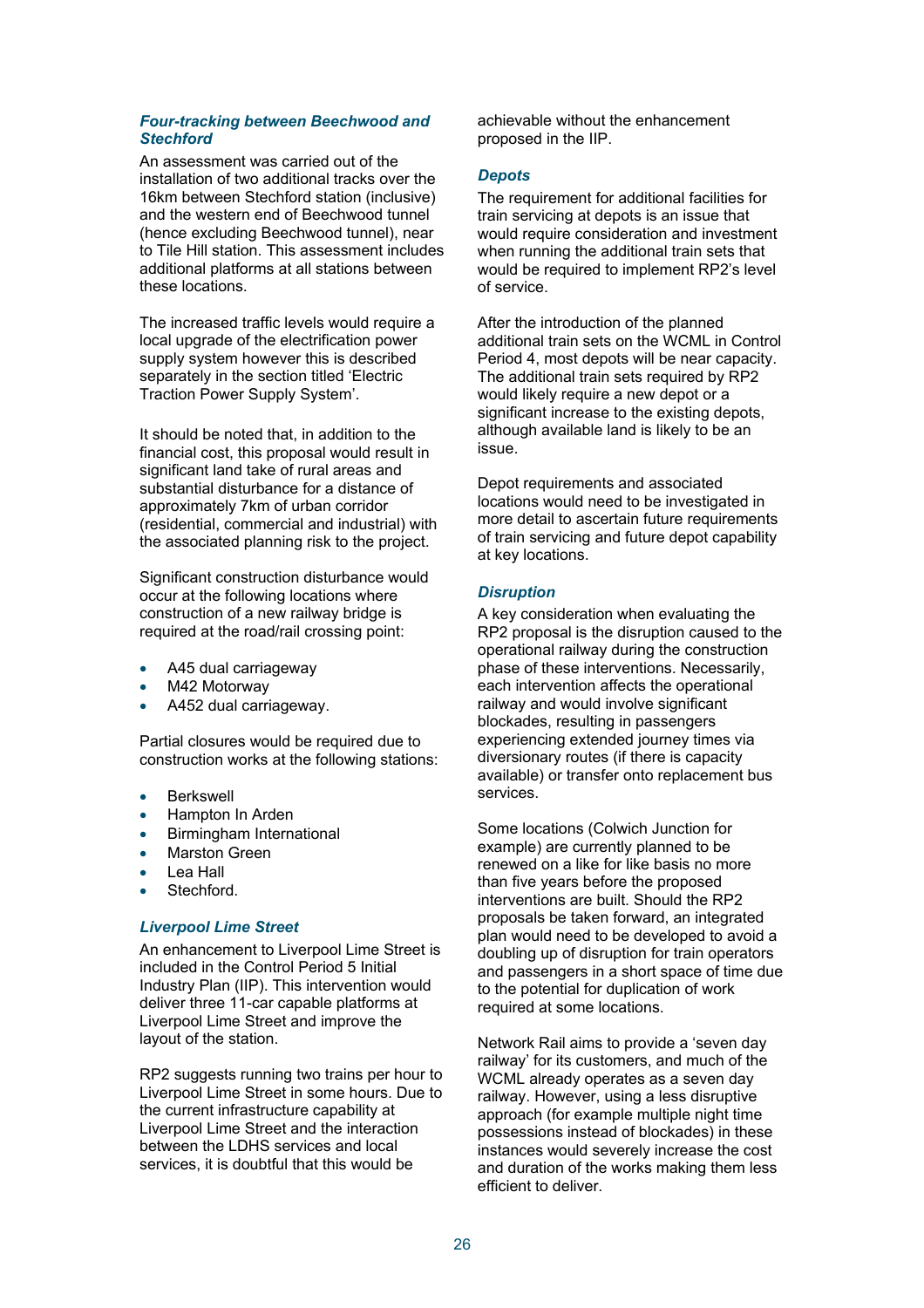### *Four-tracking between Beechwood and Stechford*

An assessment was carried out of the installation of two additional tracks over the 16km between Stechford station (inclusive) and the western end of Beechwood tunnel (hence excluding Beechwood tunnel), near to Tile Hill station. This assessment includes additional platforms at all stations between these locations.

The increased traffic levels would require a local upgrade of the electrification power supply system however this is described separately in the section titled 'Electric Traction Power Supply System'.

It should be noted that, in addition to the financial cost, this proposal would result in significant land take of rural areas and substantial disturbance for a distance of approximately 7km of urban corridor (residential, commercial and industrial) with the associated planning risk to the project.

Significant construction disturbance would occur at the following locations where construction of a new railway bridge is required at the road/rail crossing point:

- A45 dual carriageway
- M42 Motorway
- A452 dual carriageway.

Partial closures would be required due to construction works at the following stations:

- Berkswell
- Hampton In Arden
- Birmingham International
- Marston Green
- Lea Hall
- Stechford.

### *Liverpool Lime Street*

An enhancement to Liverpool Lime Street is included in the Control Period 5 Initial Industry Plan (IIP). This intervention would deliver three 11-car capable platforms at Liverpool Lime Street and improve the layout of the station.

RP2 suggests running two trains per hour to Liverpool Lime Street in some hours. Due to the current infrastructure capability at Liverpool Lime Street and the interaction between the LDHS services and local services, it is doubtful that this would be achievable without the enhancement proposed in the IIP.

### *Depots*

The requirement for additional facilities for train servicing at depots is an issue that would require consideration and investment when running the additional train sets that would be required to implement RP2's level of service.

After the introduction of the planned additional train sets on the WCML in Control Period 4, most depots will be near capacity. The additional train sets required by RP2 would likely require a new depot or a significant increase to the existing depots, although available land is likely to be an issue.

Depot requirements and associated locations would need to be investigated in more detail to ascertain future requirements of train servicing and future depot capability at key locations.

### *Disruption*

A key consideration when evaluating the RP2 proposal is the disruption caused to the operational railway during the construction phase of these interventions. Necessarily, each intervention affects the operational railway and would involve significant blockades, resulting in passengers experiencing extended journey times via diversionary routes (if there is capacity available) or transfer onto replacement bus services.

Some locations (Colwich Junction for example) are currently planned to be renewed on a like for like basis no more than five years before the proposed interventions are built. Should the RP2 proposals be taken forward, an integrated plan would need to be developed to avoid a doubling up of disruption for train operators and passengers in a short space of time due to the potential for duplication of work required at some locations.

Network Rail aims to provide a 'seven day railway' for its customers, and much of the WCML already operates as a seven day railway. However, using a less disruptive approach (for example multiple night time possessions instead of blockades) in these instances would severely increase the cost and duration of the works making them less efficient to deliver.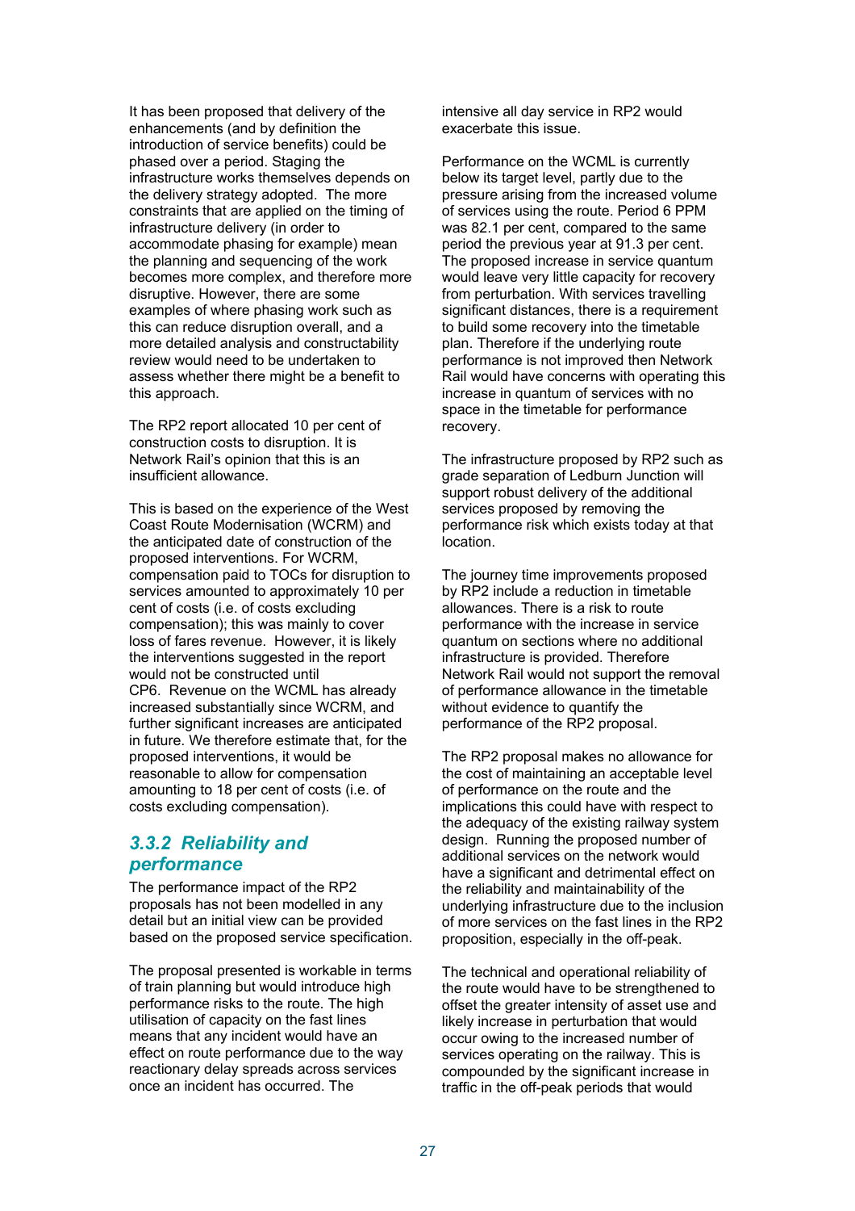It has been proposed that delivery of the enhancements (and by definition the introduction of service benefits) could be phased over a period. Staging the infrastructure works themselves depends on the delivery strategy adopted. The more constraints that are applied on the timing of infrastructure delivery (in order to accommodate phasing for example) mean the planning and sequencing of the work becomes more complex, and therefore more disruptive. However, there are some examples of where phasing work such as this can reduce disruption overall, and a more detailed analysis and constructability review would need to be undertaken to assess whether there might be a benefit to this approach.

The RP2 report allocated 10 per cent of construction costs to disruption. It is Network Rail's opinion that this is an insufficient allowance.

This is based on the experience of the West Coast Route Modernisation (WCRM) and the anticipated date of construction of the proposed interventions. For WCRM, compensation paid to TOCs for disruption to services amounted to approximately 10 per cent of costs (i.e. of costs excluding compensation); this was mainly to cover loss of fares revenue. However, it is likely the interventions suggested in the report would not be constructed until CP6. Revenue on the WCML has already increased substantially since WCRM, and further significant increases are anticipated in future. We therefore estimate that, for the proposed interventions, it would be reasonable to allow for compensation amounting to 18 per cent of costs (i.e. of costs excluding compensation).

### *3.3.2 Reliability and performance*

The performance impact of the RP2 proposals has not been modelled in any detail but an initial view can be provided based on the proposed service specification.

The proposal presented is workable in terms of train planning but would introduce high performance risks to the route. The high utilisation of capacity on the fast lines means that any incident would have an effect on route performance due to the way reactionary delay spreads across services once an incident has occurred. The intensive all day service in RP2 would exacerbate this issue.

Performance on the WCML is currently below its target level, partly due to the pressure arising from the increased volume of services using the route. Period 6 PPM was 82.1 per cent, compared to the same period the previous year at 91.3 per cent. The proposed increase in service quantum would leave very little capacity for recovery from perturbation. With services travelling significant distances, there is a requirement to build some recovery into the timetable plan. Therefore if the underlying route performance is not improved then Network Rail would have concerns with operating this increase in quantum of services with no space in the timetable for performance recovery.

The infrastructure proposed by RP2 such as grade separation of Ledburn Junction will support robust delivery of the additional services proposed by removing the performance risk which exists today at that location.

The journey time improvements proposed by RP2 include a reduction in timetable allowances. There is a risk to route performance with the increase in service quantum on sections where no additional infrastructure is provided. Therefore Network Rail would not support the removal of performance allowance in the timetable without evidence to quantify the performance of the RP2 proposal.

The RP2 proposal makes no allowance for the cost of maintaining an acceptable level of performance on the route and the implications this could have with respect to the adequacy of the existing railway system design. Running the proposed number of additional services on the network would have a significant and detrimental effect on the reliability and maintainability of the underlying infrastructure due to the inclusion of more services on the fast lines in the RP2 proposition, especially in the off-peak.

The technical and operational reliability of the route would have to be strengthened to offset the greater intensity of asset use and likely increase in perturbation that would occur owing to the increased number of services operating on the railway. This is compounded by the significant increase in traffic in the off-peak periods that would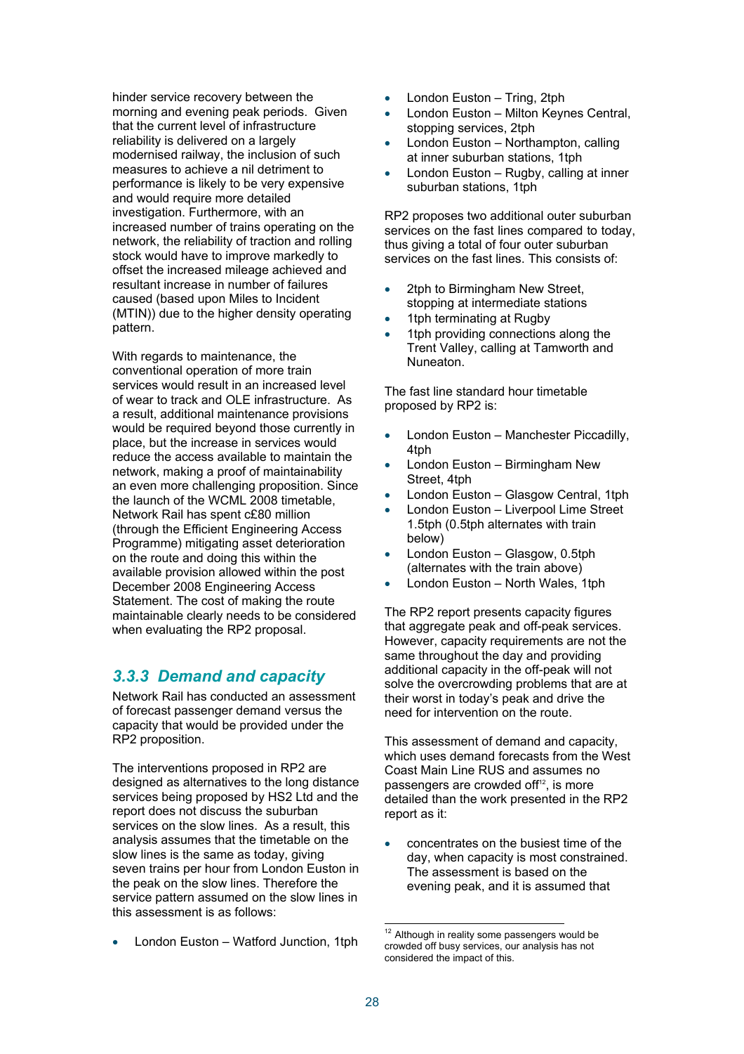hinder service recovery between the morning and evening peak periods. Given that the current level of infrastructure reliability is delivered on a largely modernised railway, the inclusion of such measures to achieve a nil detriment to performance is likely to be very expensive and would require more detailed investigation. Furthermore, with an increased number of trains operating on the network, the reliability of traction and rolling stock would have to improve markedly to offset the increased mileage achieved and resultant increase in number of failures caused (based upon Miles to Incident (MTIN)) due to the higher density operating pattern.

With regards to maintenance, the conventional operation of more train services would result in an increased level of wear to track and OLE infrastructure. As a result, additional maintenance provisions would be required beyond those currently in place, but the increase in services would reduce the access available to maintain the network, making a proof of maintainability an even more challenging proposition. Since the launch of the WCML 2008 timetable, Network Rail has spent c£80 million (through the Efficient Engineering Access Programme) mitigating asset deterioration on the route and doing this within the available provision allowed within the post December 2008 Engineering Access Statement. The cost of making the route maintainable clearly needs to be considered when evaluating the RP2 proposal.

### 3.3.3 Demand and capacity

Network Rail has conducted an assessment of forecast passenger demand versus the capacity that would be provided under the RP2 proposition.

The interventions proposed in RP2 are designed as alternatives to the long distance services being proposed by HS2 Ltd and the report does not discuss the suburban services on the slow lines. As a result, this analysis assumes that the timetable on the slow lines is the same as today, giving seven trains per hour from London Euston in the peak on the slow lines. Therefore the service pattern assumed on the slow lines in this assessment is as follows:

- London Euston – Watford Junction, 1tph
- London Euston – Tring, 2tph
- London Euston – Milton Keynes Central, stopping services, 2tph
- London Euston – Northampton, calling at inner suburban stations, 1tph
- London Euston – Rugby, calling at inner suburban stations, 1tph

RP2 proposes two additional outer suburban services on the fast lines compared to today, thus giving a total of four outer suburban services on the fast lines. This consists of:

- 2tph to Birmingham New Street, stopping at intermediate stations
- 1tph terminating at Rugby
- 1tph providing connections along the Trent Valley, calling at Tamworth and Nuneaton.

The fast line standard hour timetable proposed by RP2 is:

- London Euston – Manchester Piccadilly, 4tph
- London Euston – Birmingham New Street, 4tph
- London Euston – Glasgow Central, 1tph
- London Euston – Liverpool Lime Street 1.5tph (0.5tph alternates with train below)
- London Euston – Glasgow, 0.5tph (alternates with the train above)
- London Euston – North Wales, 1tph

The RP2 report presents capacity figures that aggregate peak and off-peak services. However, capacity requirements are not the same throughout the day and providing additional capacity in the off-peak will not solve the overcrowding problems that are at their worst in today's peak and drive the need for intervention on the route.

This assessment of demand and capacity, which uses demand forecasts from the West Coast Main Line RUS and assumes no passengers are crowded off[12], is more detailed than the work presented in the RP2 report as it:

- concentrates on the busiest time of the day, when capacity is most constrained. The assessment is based on the evening peak, and it is assumed that

[12] Although in reality some passengers would be crowded off busy services, our analysis has not considered the impact of this.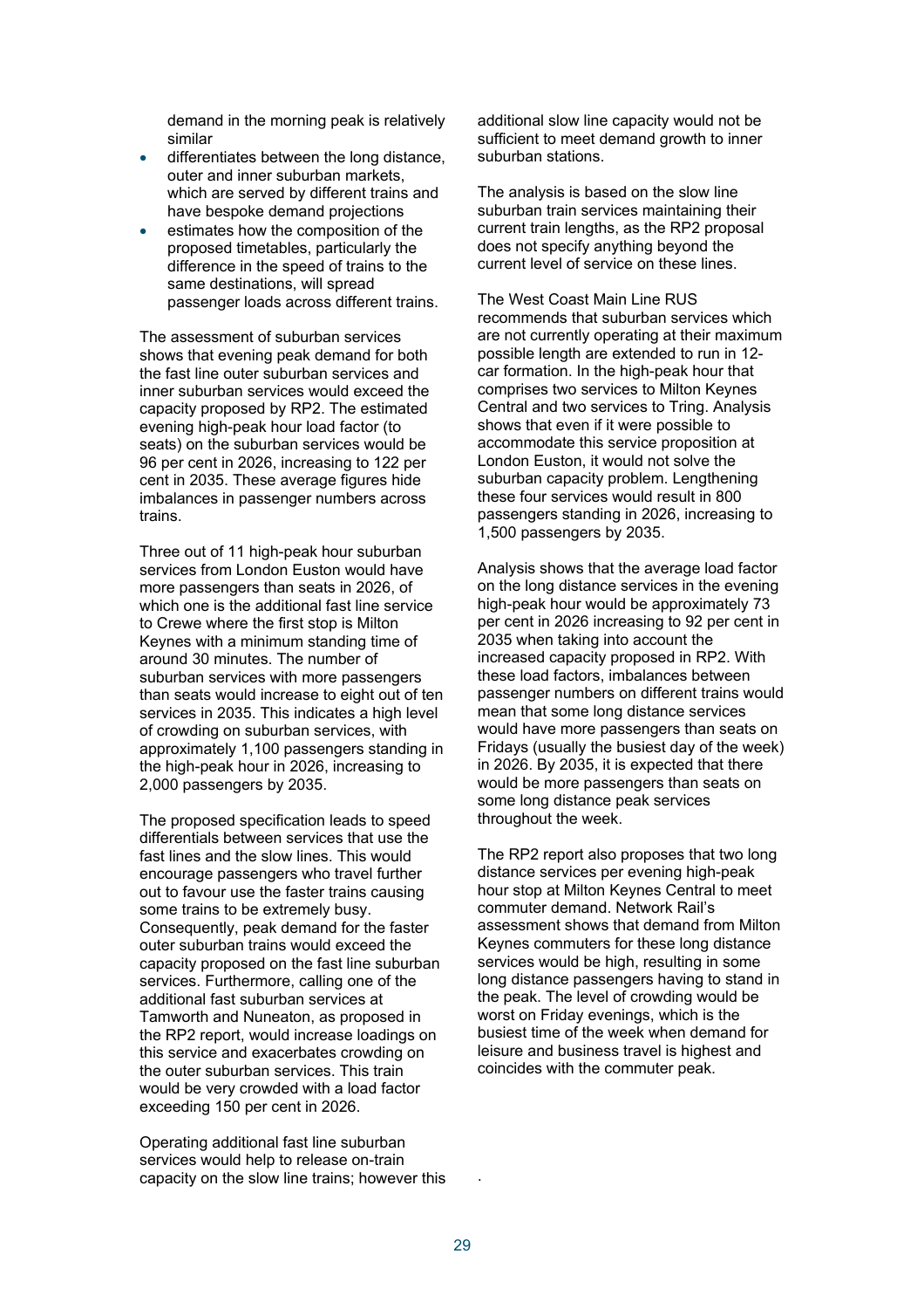demand in the morning peak is relatively similar

- differentiates between the long distance, outer and inner suburban markets, which are served by different trains and have bespoke demand projections
- estimates how the composition of the proposed timetables, particularly the difference in the speed of trains to the same destinations, will spread passenger loads across different trains.

The assessment of suburban services shows that evening peak demand for both the fast line outer suburban services and inner suburban services would exceed the capacity proposed by RP2. The estimated evening high-peak hour load factor (to seats) on the suburban services would be 96 per cent in 2026, increasing to 122 per cent in 2035. These average figures hide imbalances in passenger numbers across trains.

Three out of 11 high-peak hour suburban services from London Euston would have more passengers than seats in 2026, of which one is the additional fast line service to Crewe where the first stop is Milton Keynes with a minimum standing time of around 30 minutes. The number of suburban services with more passengers than seats would increase to eight out of ten services in 2035. This indicates a high level of crowding on suburban services, with approximately 1,100 passengers standing in the high-peak hour in 2026, increasing to 2,000 passengers by 2035.

The proposed specification leads to speed differentials between services that use the fast lines and the slow lines. This would encourage passengers who travel further out to favour use the faster trains causing some trains to be extremely busy. Consequently, peak demand for the faster outer suburban trains would exceed the capacity proposed on the fast line suburban services. Furthermore, calling one of the additional fast suburban services at Tamworth and Nuneaton, as proposed in the RP2 report, would increase loadings on this service and exacerbates crowding on the outer suburban services. This train would be very crowded with a load factor exceeding 150 per cent in 2026.

Operating additional fast line suburban services would help to release on-train capacity on the slow line trains; however this additional slow line capacity would not be sufficient to meet demand growth to inner suburban stations.

The analysis is based on the slow line suburban train services maintaining their current train lengths, as the RP2 proposal does not specify anything beyond the current level of service on these lines.

The West Coast Main Line RUS recommends that suburban services which are not currently operating at their maximum possible length are extended to run in 12-car formation. In the high-peak hour that comprises two services to Milton Keynes Central and two services to Tring. Analysis shows that even if it were possible to accommodate this service proposition at London Euston, it would not solve the suburban capacity problem. Lengthening these four services would result in 800 passengers standing in 2026, increasing to 1,500 passengers by 2035.

Analysis shows that the average load factor on the long distance services in the evening high-peak hour would be approximately 73 per cent in 2026 increasing to 92 per cent in 2035 when taking into account the increased capacity proposed in RP2. With these load factors, imbalances between passenger numbers on different trains would mean that some long distance services would have more passengers than seats on Fridays (usually the busiest day of the week) in 2026. By 2035, it is expected that there would be more passengers than seats on some long distance peak services throughout the week.

The RP2 report also proposes that two long distance services per evening high-peak hour stop at Milton Keynes Central to meet commuter demand. Network Rail's assessment shows that demand from Milton Keynes commuters for these long distance services would be high, resulting in some long distance passengers having to stand in the peak. The level of crowding would be worst on Friday evenings, which is the busiest time of the week when demand for leisure and business travel is highest and coincides with the commuter peak.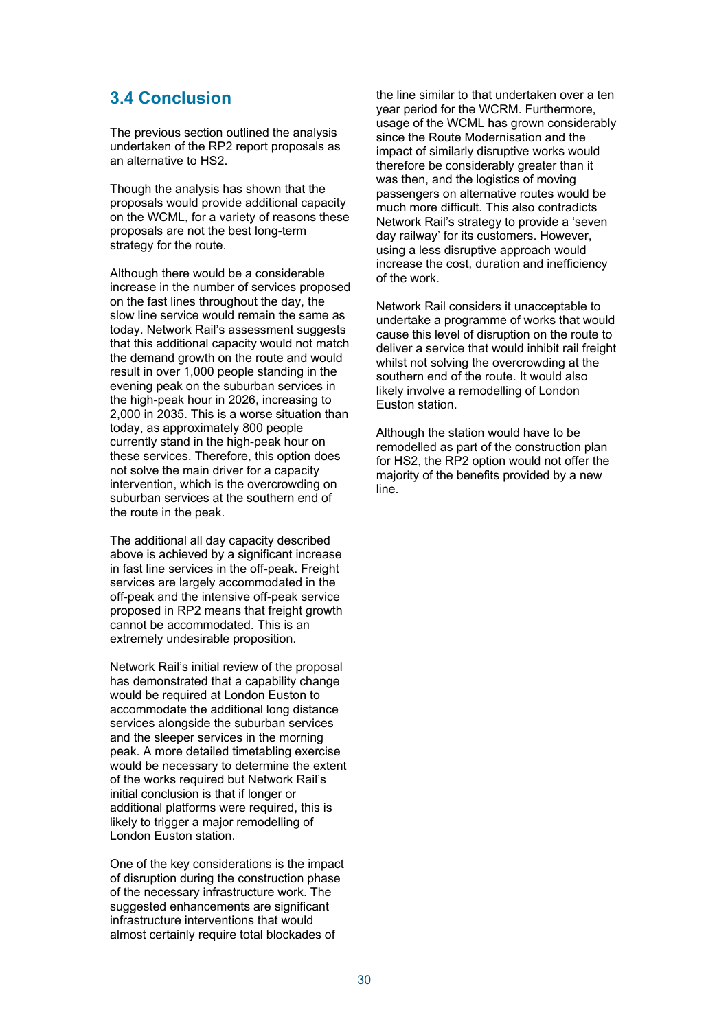## 3.4 Conclusion

The previous section outlined the analysis undertaken of the RP2 report proposals as an alternative to HS2.

Though the analysis has shown that the proposals would provide additional capacity on the WCML, for a variety of reasons these proposals are not the best long-term strategy for the route.

Although there would be a considerable increase in the number of services proposed on the fast lines throughout the day, the slow line service would remain the same as today. Network Rail's assessment suggests that this additional capacity would not match the demand growth on the route and would result in over 1,000 people standing in the evening peak on the suburban services in the high-peak hour in 2026, increasing to 2,000 in 2035. This is a worse situation than today, as approximately 800 people currently stand in the high-peak hour on these services. Therefore, this option does not solve the main driver for a capacity intervention, which is the overcrowding on suburban services at the southern end of the route in the peak.

The additional all day capacity described above is achieved by a significant increase in fast line services in the off-peak. Freight services are largely accommodated in the off-peak and the intensive off-peak service proposed in RP2 means that freight growth cannot be accommodated. This is an extremely undesirable proposition.

Network Rail's initial review of the proposal has demonstrated that a capability change would be required at London Euston to accommodate the additional long distance services alongside the suburban services and the sleeper services in the morning peak. A more detailed timetabling exercise would be necessary to determine the extent of the works required but Network Rail's initial conclusion is that if longer or additional platforms were required, this is likely to trigger a major remodelling of London Euston station.

One of the key considerations is the impact of disruption during the construction phase of the necessary infrastructure work. The suggested enhancements are significant infrastructure interventions that would almost certainly require total blockades of the line similar to that undertaken over a ten year period for the WCRM. Furthermore, usage of the WCML has grown considerably since the Route Modernisation and the impact of similarly disruptive works would therefore be considerably greater than it was then, and the logistics of moving passengers on alternative routes would be much more difficult. This also contradicts Network Rail's strategy to provide a 'seven day railway' for its customers. However, using a less disruptive approach would increase the cost, duration and inefficiency of the work.

Network Rail considers it unacceptable to undertake a programme of works that would cause this level of disruption on the route to deliver a service that would inhibit rail freight whilst not solving the overcrowding at the southern end of the route. It would also likely involve a remodelling of London Euston station.

Although the station would have to be remodelled as part of the construction plan for HS2, the RP2 option would not offer the majority of the benefits provided by a new line.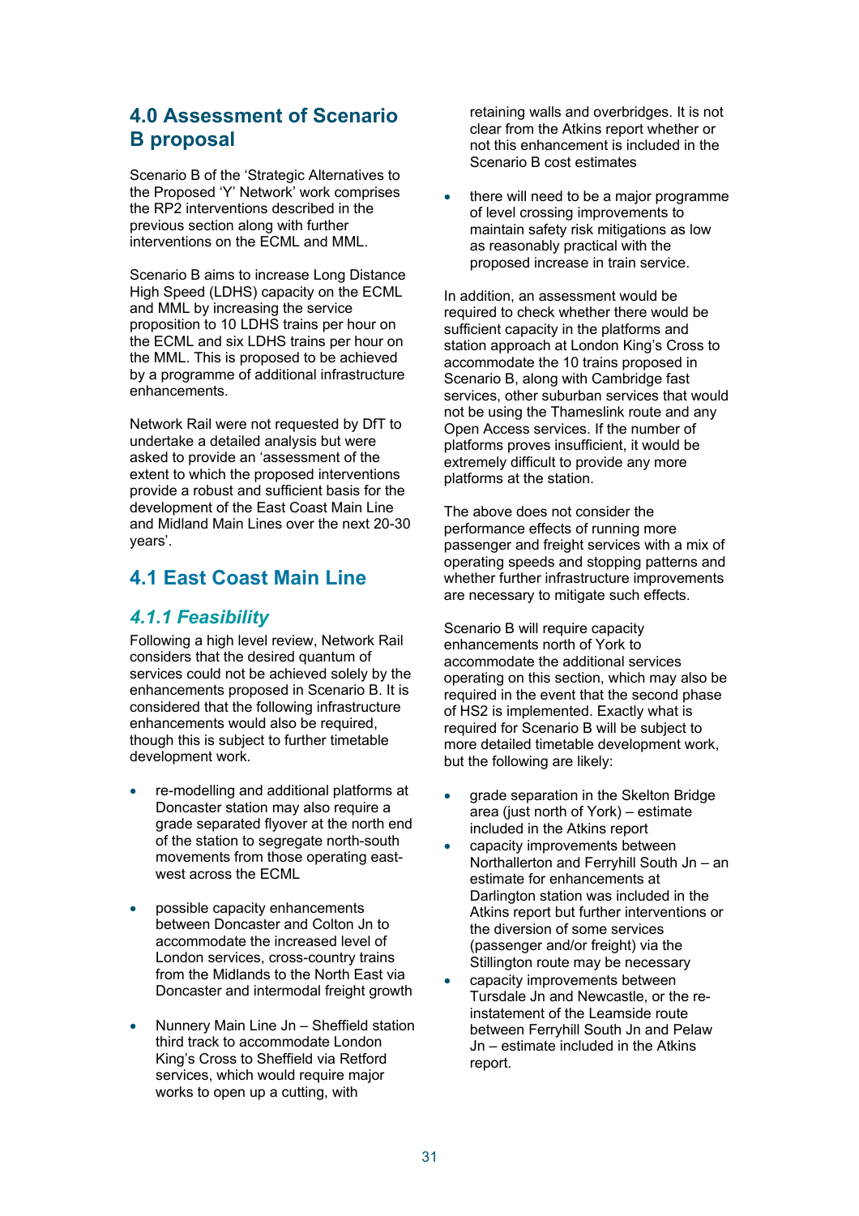## 4.0 Assessment of Scenario B proposal

Scenario B of the 'Strategic Alternatives to the Proposed 'Y' Network' work comprises the RP2 interventions described in the previous section along with further interventions on the ECML and MML.

Scenario B aims to increase Long Distance High Speed (LDHS) capacity on the ECML and MML by increasing the service proposition to 10 LDHS trains per hour on the ECML and six LDHS trains per hour on the MML. This is proposed to be achieved by a programme of additional infrastructure enhancements.

Network Rail were not requested by DfT to undertake a detailed analysis but were asked to provide an 'assessment of the extent to which the proposed interventions provide a robust and sufficient basis for the development of the East Coast Main Line and Midland Main Lines over the next 20-30 years'.

## 4.1 East Coast Main Line

### *4.1.1 Feasibility*

Following a high level review, Network Rail considers that the desired quantum of services could not be achieved solely by the enhancements proposed in Scenario B. It is considered that the following infrastructure enhancements would also be required, though this is subject to further timetable development work.

- re-modelling and additional platforms at Doncaster station may also require a grade separated flyover at the north end of the station to segregate north-south movements from those operating east-west across the ECML

- possible capacity enhancements between Doncaster and Colton Jn to accommodate the increased level of London services, cross-country trains from the Midlands to the North East via Doncaster and intermodal freight growth

- Nunnery Main Line Jn – Sheffield station third track to accommodate London King's Cross to Sheffield via Retford services, which would require major works to open up a cutting, with retaining walls and overbridges. It is not clear from the Atkins report whether or not this enhancement is included in the Scenario B cost estimates

- there will need to be a major programme of level crossing improvements to maintain safety risk mitigations as low as reasonably practical with the proposed increase in train service.

In addition, an assessment would be required to check whether there would be sufficient capacity in the platforms and station approach at London King's Cross to accommodate the 10 trains proposed in Scenario B, along with Cambridge fast services, other suburban services that would not be using the Thameslink route and any Open Access services. If the number of platforms proves insufficient, it would be extremely difficult to provide any more platforms at the station.

The above does not consider the performance effects of running more passenger and freight services with a mix of operating speeds and stopping patterns and whether further infrastructure improvements are necessary to mitigate such effects.

Scenario B will require capacity enhancements north of York to accommodate the additional services operating on this section, which may also be required in the event that the second phase of HS2 is implemented. Exactly what is required for Scenario B will be subject to more detailed timetable development work, but the following are likely:

- grade separation in the Skelton Bridge area (just north of York) – estimate included in the Atkins report
- capacity improvements between Northallerton and Ferryhill South Jn – an estimate for enhancements at Darlington station was included in the Atkins report but further interventions or the diversion of some services (passenger and/or freight) via the Stillington route may be necessary
- capacity improvements between Tursdale Jn and Newcastle, or the re-instatement of the Leamside route between Ferryhill South Jn and Pelaw Jn – estimate included in the Atkins report.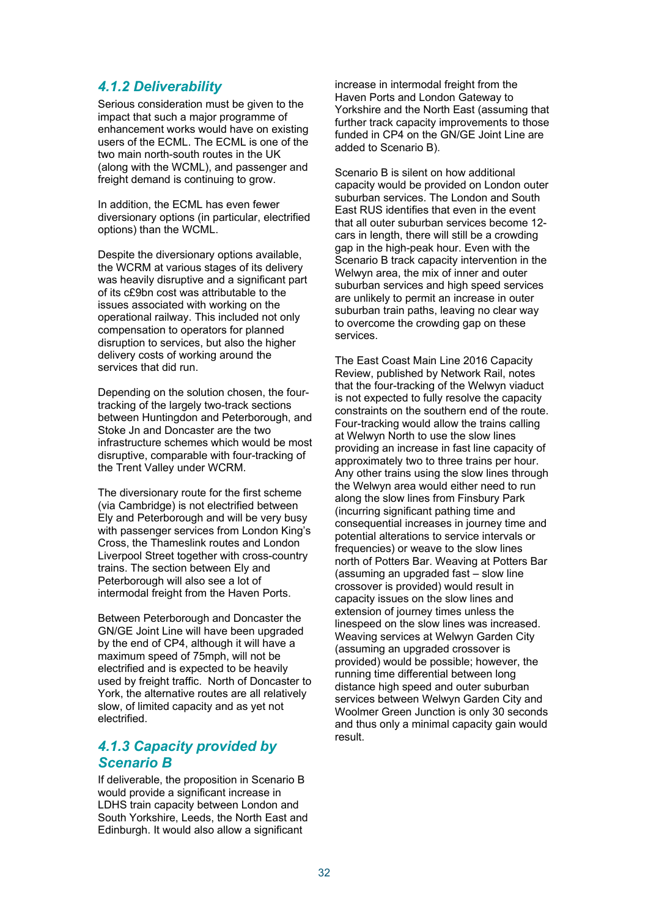### *4.1.2 Deliverability*

Serious consideration must be given to the impact that such a major programme of enhancement works would have on existing users of the ECML. The ECML is one of the two main north-south routes in the UK (along with the WCML), and passenger and freight demand is continuing to grow.

In addition, the ECML has even fewer diversionary options (in particular, electrified options) than the WCML.

Despite the diversionary options available, the WCRM at various stages of its delivery was heavily disruptive and a significant part of its c£9bn cost was attributable to the issues associated with working on the operational railway. This included not only compensation to operators for planned disruption to services, but also the higher delivery costs of working around the services that did run.

Depending on the solution chosen, the four-tracking of the largely two-track sections between Huntingdon and Peterborough, and Stoke Jn and Doncaster are the two infrastructure schemes which would be most disruptive, comparable with four-tracking of the Trent Valley under WCRM.

The diversionary route for the first scheme (via Cambridge) is not electrified between Ely and Peterborough and will be very busy with passenger services from London King's Cross, the Thameslink routes and London Liverpool Street together with cross-country trains. The section between Ely and Peterborough will also see a lot of intermodal freight from the Haven Ports.

Between Peterborough and Doncaster the GN/GE Joint Line will have been upgraded by the end of CP4, although it will have a maximum speed of 75mph, will not be electrified and is expected to be heavily used by freight traffic. North of Doncaster to York, the alternative routes are all relatively slow, of limited capacity and as yet not electrified.

### *4.1.3 Capacity provided by Scenario B*

If deliverable, the proposition in Scenario B would provide a significant increase in LDHS train capacity between London and South Yorkshire, Leeds, the North East and Edinburgh. It would also allow a significant increase in intermodal freight from the Haven Ports and London Gateway to Yorkshire and the North East (assuming that further track capacity improvements to those funded in CP4 on the GN/GE Joint Line are added to Scenario B).

Scenario B is silent on how additional capacity would be provided on London outer suburban services. The London and South East RUS identifies that even in the event that all outer suburban services become 12-cars in length, there will still be a crowding gap in the high-peak hour. Even with the Scenario B track capacity intervention in the Welwyn area, the mix of inner and outer suburban services and high speed services are unlikely to permit an increase in outer suburban train paths, leaving no clear way to overcome the crowding gap on these services.

The East Coast Main Line 2016 Capacity Review, published by Network Rail, notes that the four-tracking of the Welwyn viaduct is not expected to fully resolve the capacity constraints on the southern end of the route. Four-tracking would allow the trains calling at Welwyn North to use the slow lines providing an increase in fast line capacity of approximately two to three trains per hour. Any other trains using the slow lines through the Welwyn area would either need to run along the slow lines from Finsbury Park (incurring significant pathing time and consequential increases in journey time and potential alterations to service intervals or frequencies) or weave to the slow lines north of Potters Bar. Weaving at Potters Bar (assuming an upgraded fast – slow line crossover is provided) would result in capacity issues on the slow lines and extension of journey times unless the linespeed on the slow lines was increased. Weaving services at Welwyn Garden City (assuming an upgraded crossover is provided) would be possible; however, the running time differential between long distance high speed and outer suburban services between Welwyn Garden City and Woolmer Green Junction is only 30 seconds and thus only a minimal capacity gain would result.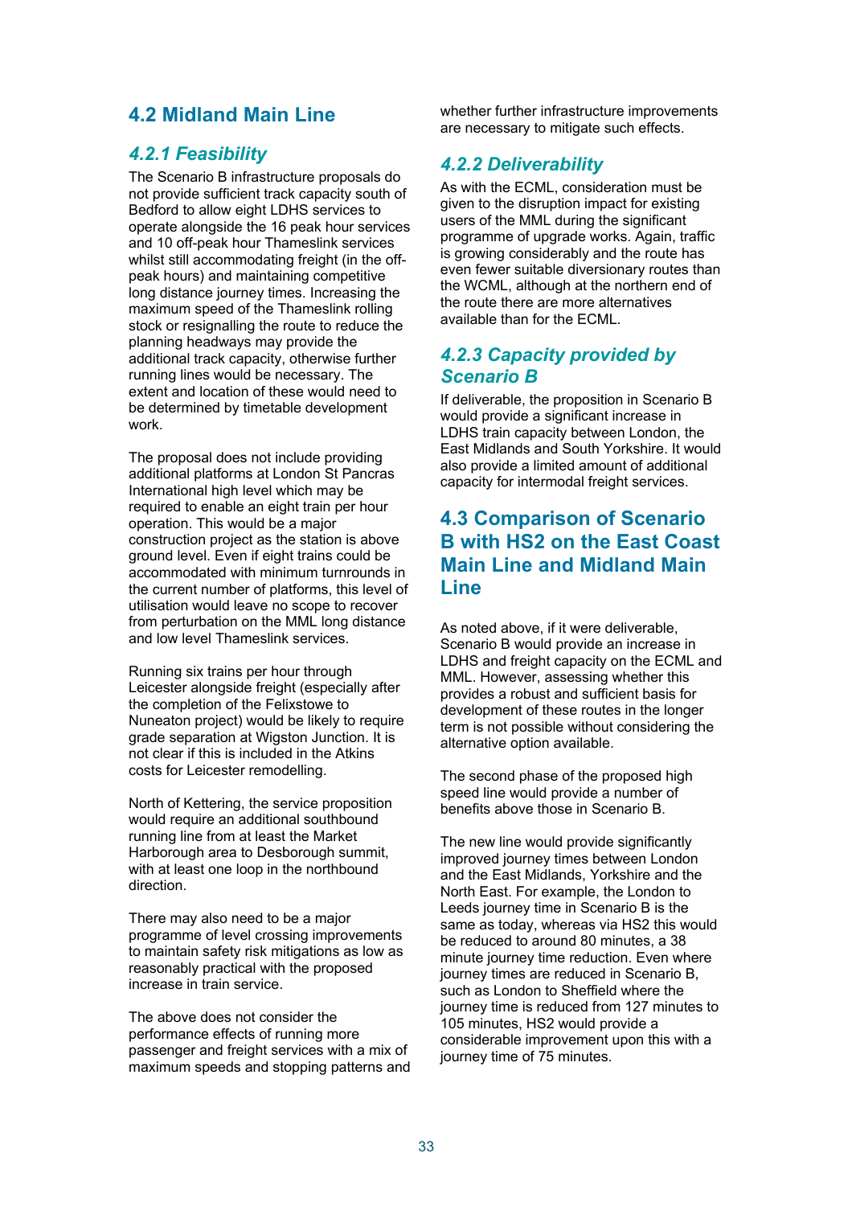## 4.2 Midland Main Line

### 4.2.1 Feasibility

The Scenario B infrastructure proposals do not provide sufficient track capacity south of Bedford to allow eight LDHS services to operate alongside the 16 peak hour services and 10 off-peak hour Thameslink services whilst still accommodating freight (in the off-peak hours) and maintaining competitive long distance journey times. Increasing the maximum speed of the Thameslink rolling stock or resignalling the route to reduce the planning headways may provide the additional track capacity, otherwise further running lines would be necessary. The extent and location of these would need to be determined by timetable development work.

The proposal does not include providing additional platforms at London St Pancras International high level which may be required to enable an eight train per hour operation. This would be a major construction project as the station is above ground level. Even if eight trains could be accommodated with minimum turnrounds in the current number of platforms, this level of utilisation would leave no scope to recover from perturbation on the MML long distance and low level Thameslink services.

Running six trains per hour through Leicester alongside freight (especially after the completion of the Felixstowe to Nuneaton project) would be likely to require grade separation at Wigston Junction. It is not clear if this is included in the Atkins costs for Leicester remodelling.

North of Kettering, the service proposition would require an additional southbound running line from at least the Market Harborough area to Desborough summit, with at least one loop in the northbound direction.

There may also need to be a major programme of level crossing improvements to maintain safety risk mitigations as low as reasonably practical with the proposed increase in train service.

The above does not consider the performance effects of running more passenger and freight services with a mix of maximum speeds and stopping patterns and whether further infrastructure improvements are necessary to mitigate such effects.

### 4.2.2 Deliverability

As with the ECML, consideration must be given to the disruption impact for existing users of the MML during the significant programme of upgrade works. Again, traffic is growing considerably and the route has even fewer suitable diversionary routes than the WCML, although at the northern end of the route there are more alternatives available than for the ECML.

### 4.2.3 Capacity provided by Scenario B

If deliverable, the proposition in Scenario B would provide a significant increase in LDHS train capacity between London, the East Midlands and South Yorkshire. It would also provide a limited amount of additional capacity for intermodal freight services.

## 4.3 Comparison of Scenario B with HS2 on the East Coast Main Line and Midland Main Line

As noted above, if it were deliverable, Scenario B would provide an increase in LDHS and freight capacity on the ECML and MML. However, assessing whether this provides a robust and sufficient basis for development of these routes in the longer term is not possible without considering the alternative option available.

The second phase of the proposed high speed line would provide a number of benefits above those in Scenario B.

The new line would provide significantly improved journey times between London and the East Midlands, Yorkshire and the North East. For example, the London to Leeds journey time in Scenario B is the same as today, whereas via HS2 this would be reduced to around 80 minutes, a 38 minute journey time reduction. Even where journey times are reduced in Scenario B, such as London to Sheffield where the journey time is reduced from 127 minutes to 105 minutes, HS2 would provide a considerable improvement upon this with a journey time of 75 minutes.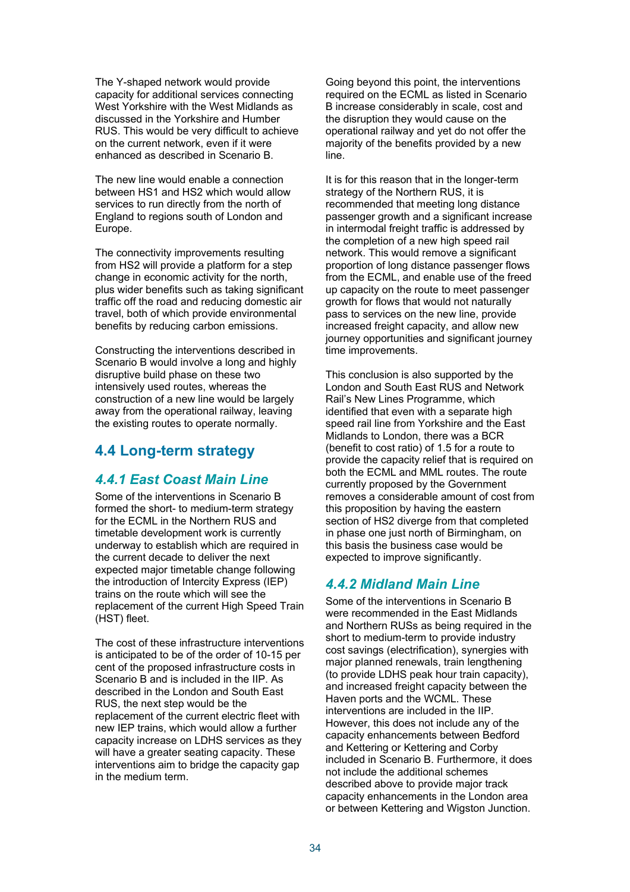The Y-shaped network would provide capacity for additional services connecting West Yorkshire with the West Midlands as discussed in the Yorkshire and Humber RUS. This would be very difficult to achieve on the current network, even if it were enhanced as described in Scenario B.

The new line would enable a connection between HS1 and HS2 which would allow services to run directly from the north of England to regions south of London and Europe.

The connectivity improvements resulting from HS2 will provide a platform for a step change in economic activity for the north, plus wider benefits such as taking significant traffic off the road and reducing domestic air travel, both of which provide environmental benefits by reducing carbon emissions.

Constructing the interventions described in Scenario B would involve a long and highly disruptive build phase on these two intensively used routes, whereas the construction of a new line would be largely away from the operational railway, leaving the existing routes to operate normally.

## 4.4 Long-term strategy

### 4.4.1 East Coast Main Line

Some of the interventions in Scenario B formed the short- to medium-term strategy for the ECML in the Northern RUS and timetable development work is currently underway to establish which are required in the current decade to deliver the next expected major timetable change following the introduction of Intercity Express (IEP) trains on the route which will see the replacement of the current High Speed Train (HST) fleet.

The cost of these infrastructure interventions is anticipated to be of the order of 10-15 per cent of the proposed infrastructure costs in Scenario B and is included in the IIP. As described in the London and South East RUS, the next step would be the replacement of the current electric fleet with new IEP trains, which would allow a further capacity increase on LDHS services as they will have a greater seating capacity. These interventions aim to bridge the capacity gap in the medium term.

Going beyond this point, the interventions required on the ECML as listed in Scenario B increase considerably in scale, cost and the disruption they would cause on the operational railway and yet do not offer the majority of the benefits provided by a new line.

It is for this reason that in the longer-term strategy of the Northern RUS, it is recommended that meeting long distance passenger growth and a significant increase in intermodal freight traffic is addressed by the completion of a new high speed rail network. This would remove a significant proportion of long distance passenger flows from the ECML, and enable use of the freed up capacity on the route to meet passenger growth for flows that would not naturally pass to services on the new line, provide increased freight capacity, and allow new journey opportunities and significant journey time improvements.

This conclusion is also supported by the London and South East RUS and Network Rail's New Lines Programme, which identified that even with a separate high speed rail line from Yorkshire and the East Midlands to London, there was a BCR (benefit to cost ratio) of 1.5 for a route to provide the capacity relief that is required on both the ECML and MML routes. The route currently proposed by the Government removes a considerable amount of cost from this proposition by having the eastern section of HS2 diverge from that completed in phase one just north of Birmingham, on this basis the business case would be expected to improve significantly.

### 4.4.2 Midland Main Line

Some of the interventions in Scenario B were recommended in the East Midlands and Northern RUSs as being required in the short to medium-term to provide industry cost savings (electrification), synergies with major planned renewals, train lengthening (to provide LDHS peak hour train capacity), and increased freight capacity between the Haven ports and the WCML. These interventions are included in the IIP. However, this does not include any of the capacity enhancements between Bedford and Kettering or Kettering and Corby included in Scenario B. Furthermore, it does not include the additional schemes described above to provide major track capacity enhancements in the London area or between Kettering and Wigston Junction.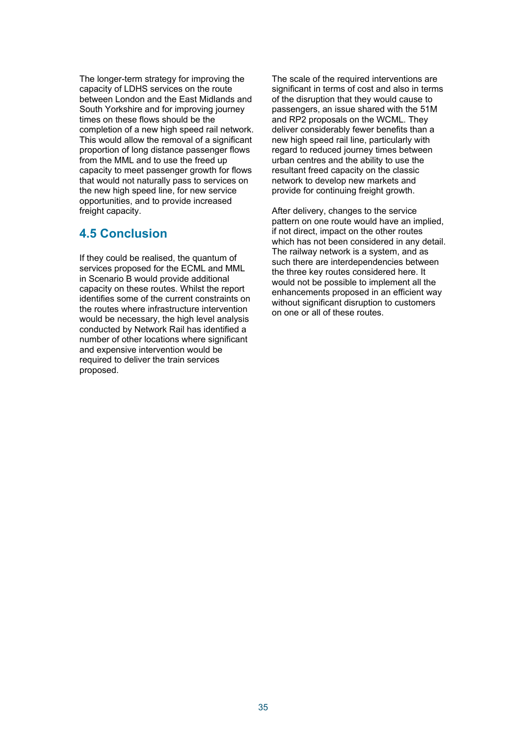The longer-term strategy for improving the capacity of LDHS services on the route between London and the East Midlands and South Yorkshire and for improving journey times on these flows should be the completion of a new high speed rail network. This would allow the removal of a significant proportion of long distance passenger flows from the MML and to use the freed up capacity to meet passenger growth for flows that would not naturally pass to services on the new high speed line, for new service opportunities, and to provide increased freight capacity.

## 4.5 Conclusion

If they could be realised, the quantum of services proposed for the ECML and MML in Scenario B would provide additional capacity on these routes. Whilst the report identifies some of the current constraints on the routes where infrastructure intervention would be necessary, the high level analysis conducted by Network Rail has identified a number of other locations where significant and expensive intervention would be required to deliver the train services proposed.

The scale of the required interventions are significant in terms of cost and also in terms of the disruption that they would cause to passengers, an issue shared with the 51M and RP2 proposals on the WCML. They deliver considerably fewer benefits than a new high speed rail line, particularly with regard to reduced journey times between urban centres and the ability to use the resultant freed capacity on the classic network to develop new markets and provide for continuing freight growth.

After delivery, changes to the service pattern on one route would have an implied, if not direct, impact on the other routes which has not been considered in any detail. The railway network is a system, and as such there are interdependencies between the three key routes considered here. It would not be possible to implement all the enhancements proposed in an efficient way without significant disruption to customers on one or all of these routes.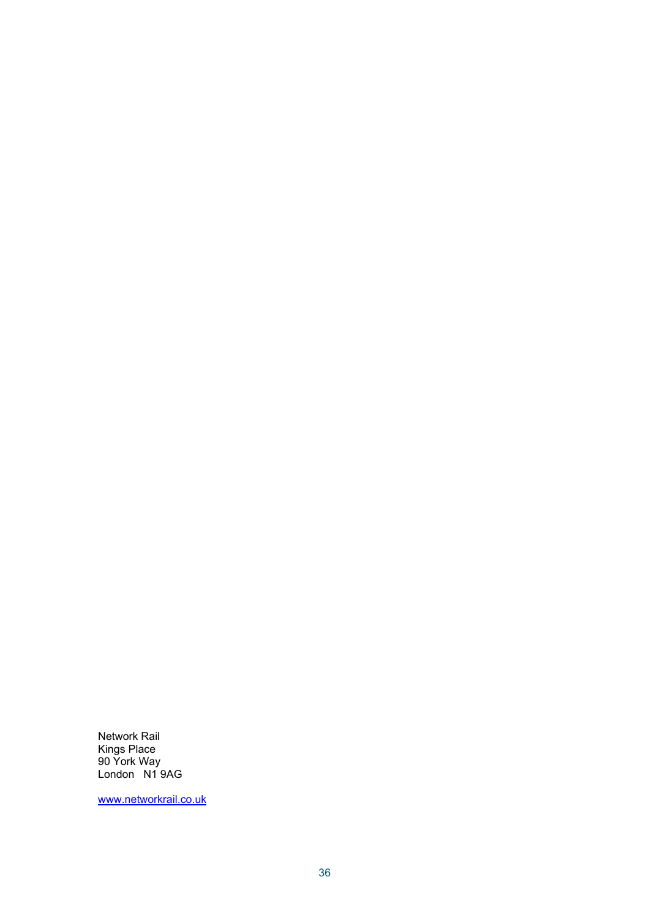Network Rail
Kings Place
90 York Way
London   N1 9AG

www.networkrail.co.uk